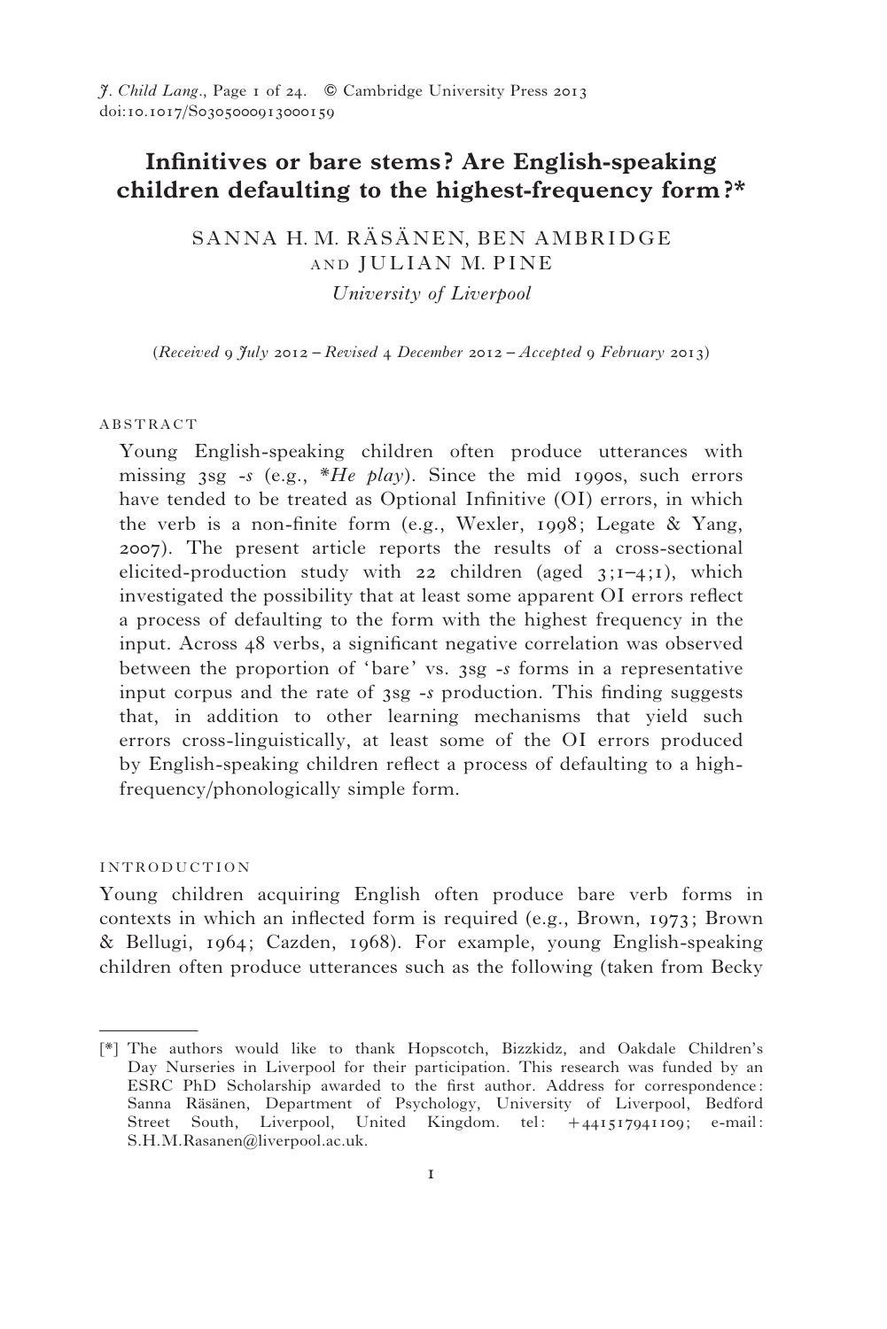# Infinitives or bare stems? Are English-speaking children defaulting to the highest-frequency form?*

SANNA H. M. RÄSÄNEN, BEN AMBRIDGE AND JULIAN M. PINE

*University of Liverpool*

(*Received 9 July 2012 – Revised 4 December 2012 – Accepted 9 February 2013*)

## ABSTRACT

Young English-speaking children often produce utterances with missing 3sg *-s* (e.g., **He play*). Since the mid 1990s, such errors have tended to be treated as Optional Infinitive (OI) errors, in which the verb is a non-finite form (e.g., Wexler, 1998; Legate & Yang, 2007). The present article reports the results of a cross-sectional elicited-production study with 22 children (aged 3;1–4;1), which investigated the possibility that at least some apparent OI errors reflect a process of defaulting to the form with the highest frequency in the input. Across 48 verbs, a significant negative correlation was observed between the proportion of 'bare' vs. 3sg *-s* forms in a representative input corpus and the rate of 3sg *-s* production. This finding suggests that, in addition to other learning mechanisms that yield such errors cross-linguistically, at least some of the OI errors produced by English-speaking children reflect a process of defaulting to a high-frequency/phonologically simple form.

## INTRODUCTION

Young children acquiring English often produce bare verb forms in contexts in which an inflected form is required (e.g., Brown, 1973; Brown & Bellugi, 1964; Cazden, 1968). For example, young English-speaking children often produce utterances such as the following (taken from Becky

[*] The authors would like to thank Hopscotch, Bizzkidz, and Oakdale Children's Day Nurseries in Liverpool for their participation. This research was funded by an ESRC PhD Scholarship awarded to the first author. Address for correspondence: Sanna Räsänen, Department of Psychology, University of Liverpool, Bedford Street South, Liverpool, United Kingdom. tel: +441517941109; e-mail: S.H.M.Rasanen@liverpool.ac.uk.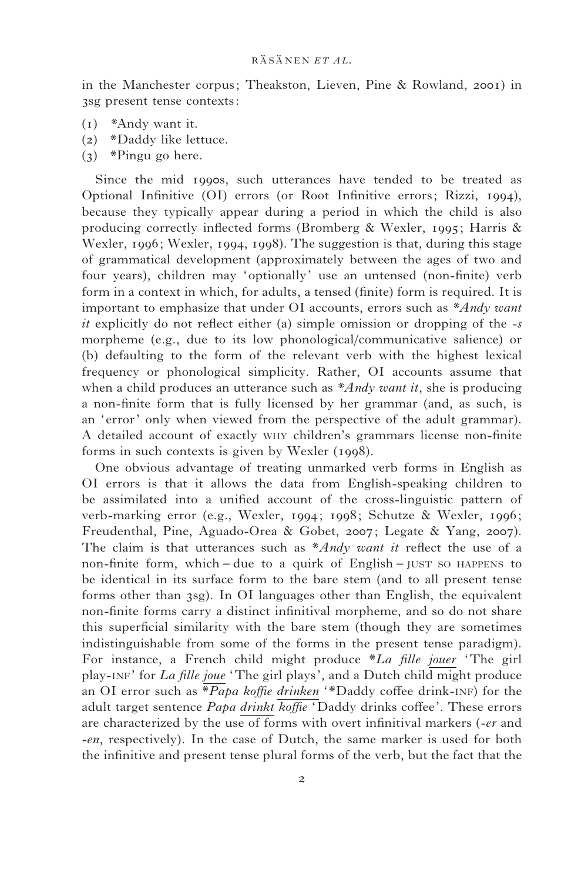in the Manchester corpus; Theakston, Lieven, Pine & Rowland, 2001) in 3sg present tense contexts:

(1) *Andy want it.
(2) *Daddy like lettuce.
(3) *Pingu go here.

Since the mid 1990s, such utterances have tended to be treated as Optional Infinitive (OI) errors (or Root Infinitive errors; Rizzi, 1994), because they typically appear during a period in which the child is also producing correctly inflected forms (Bromberg & Wexler, 1995; Harris & Wexler, 1996; Wexler, 1994, 1998). The suggestion is that, during this stage of grammatical development (approximately between the ages of two and four years), children may 'optionally' use an untensed (non-finite) verb form in a context in which, for adults, a tensed (finite) form is required. It is important to emphasize that under OI accounts, errors such as **Andy want it* explicitly do not reflect either (a) simple omission or dropping of the *-s* morpheme (e.g., due to its low phonological/communicative salience) or (b) defaulting to the form of the relevant verb with the highest lexical frequency or phonological simplicity. Rather, OI accounts assume that when a child produces an utterance such as **Andy want it*, she is producing a non-finite form that is fully licensed by her grammar (and, as such, is an 'error' only when viewed from the perspective of the adult grammar). A detailed account of exactly WHY children's grammars license non-finite forms in such contexts is given by Wexler (1998).

One obvious advantage of treating unmarked verb forms in English as OI errors is that it allows the data from English-speaking children to be assimilated into a unified account of the cross-linguistic pattern of verb-marking error (e.g., Wexler, 1994; 1998; Schutze & Wexler, 1996; Freudenthal, Pine, Aguado-Orea & Gobet, 2007; Legate & Yang, 2007). The claim is that utterances such as **Andy want it* reflect the use of a non-finite form, which – due to a quirk of English – JUST SO HAPPENS to be identical in its surface form to the bare stem (and to all present tense forms other than 3sg). In OI languages other than English, the equivalent non-finite forms carry a distinct infinitival morpheme, and so do not share this superficial similarity with the bare stem (though they are sometimes indistinguishable from some of the forms in the present tense paradigm). For instance, a French child might produce **La fille <u>jouer</u>* 'The girl play-INF' for *La fille <u>joue</u>* 'The girl plays', and a Dutch child might produce an OI error such as **Papa koffie <u>drinken</u>* '*Daddy coffee drink-INF) for the adult target sentence *Papa <u>drinkt</u> koffie* 'Daddy drinks coffee'. These errors are characterized by the use of forms with overt infinitival markers (*-er* and *-en*, respectively). In the case of Dutch, the same marker is used for both the infinitive and present tense plural forms of the verb, but the fact that the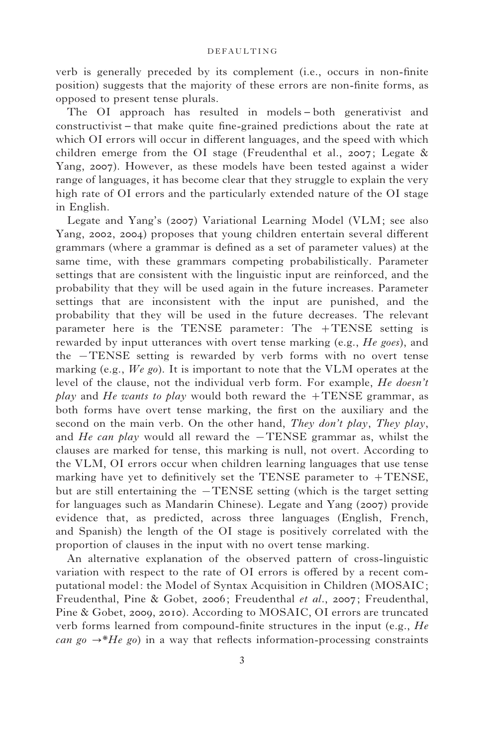verb is generally preceded by its complement (i.e., occurs in non-finite position) suggests that the majority of these errors are non-finite forms, as opposed to present tense plurals.

The OI approach has resulted in models – both generativist and constructivist – that make quite fine-grained predictions about the rate at which OI errors will occur in different languages, and the speed with which children emerge from the OI stage (Freudenthal et al., 2007; Legate & Yang, 2007). However, as these models have been tested against a wider range of languages, it has become clear that they struggle to explain the very high rate of OI errors and the particularly extended nature of the OI stage in English.

Legate and Yang's (2007) Variational Learning Model (VLM; see also Yang, 2002, 2004) proposes that young children entertain several different grammars (where a grammar is defined as a set of parameter values) at the same time, with these grammars competing probabilistically. Parameter settings that are consistent with the linguistic input are reinforced, and the probability that they will be used again in the future increases. Parameter settings that are inconsistent with the input are punished, and the probability that they will be used in the future decreases. The relevant parameter here is the TENSE parameter: The +TENSE setting is rewarded by input utterances with overt tense marking (e.g., *He goes*), and the −TENSE setting is rewarded by verb forms with no overt tense marking (e.g., *We go*). It is important to note that the VLM operates at the level of the clause, not the individual verb form. For example, *He doesn't play* and *He wants to play* would both reward the +TENSE grammar, as both forms have overt tense marking, the first on the auxiliary and the second on the main verb. On the other hand, *They don't play*, *They play*, and *He can play* would all reward the −TENSE grammar as, whilst the clauses are marked for tense, this marking is null, not overt. According to the VLM, OI errors occur when children learning languages that use tense marking have yet to definitively set the TENSE parameter to +TENSE, but are still entertaining the −TENSE setting (which is the target setting for languages such as Mandarin Chinese). Legate and Yang (2007) provide evidence that, as predicted, across three languages (English, French, and Spanish) the length of the OI stage is positively correlated with the proportion of clauses in the input with no overt tense marking.

An alternative explanation of the observed pattern of cross-linguistic variation with respect to the rate of OI errors is offered by a recent computational model: the Model of Syntax Acquisition in Children (MOSAIC; Freudenthal, Pine & Gobet, 2006; Freudenthal *et al.*, 2007; Freudenthal, Pine & Gobet, 2009, 2010). According to MOSAIC, OI errors are truncated verb forms learned from compound-finite structures in the input (e.g., *He can go* →*\*He go*) in a way that reflects information-processing constraints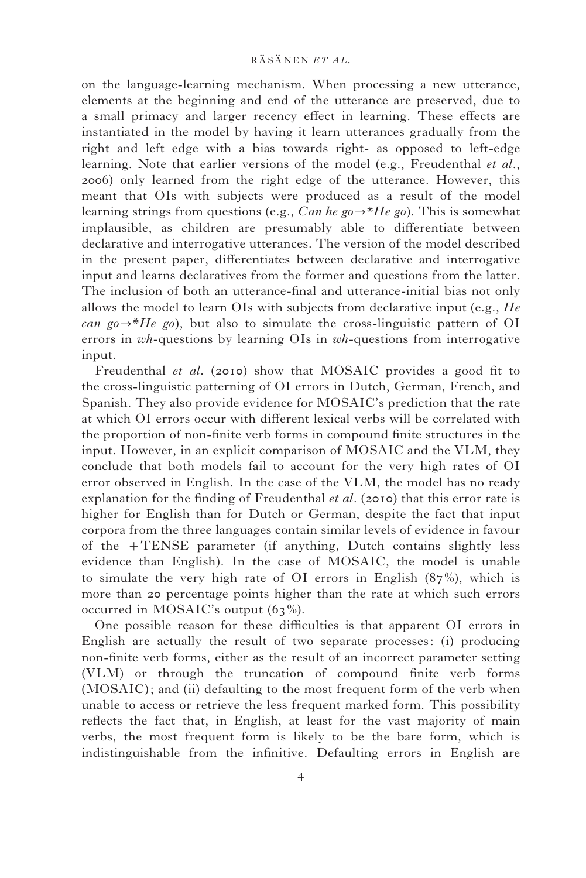on the language-learning mechanism. When processing a new utterance, elements at the beginning and end of the utterance are preserved, due to a small primacy and larger recency effect in learning. These effects are instantiated in the model by having it learn utterances gradually from the right and left edge with a bias towards right- as opposed to left-edge learning. Note that earlier versions of the model (e.g., Freudenthal *et al.*, 2006) only learned from the right edge of the utterance. However, this meant that OIs with subjects were produced as a result of the model learning strings from questions (e.g., *Can he go*→**He go*). This is somewhat implausible, as children are presumably able to differentiate between declarative and interrogative utterances. The version of the model described in the present paper, differentiates between declarative and interrogative input and learns declaratives from the former and questions from the latter. The inclusion of both an utterance-final and utterance-initial bias not only allows the model to learn OIs with subjects from declarative input (e.g., *He can go*→**He go*), but also to simulate the cross-linguistic pattern of OI errors in *wh*-questions by learning OIs in *wh*-questions from interrogative input.

Freudenthal *et al.* (2010) show that MOSAIC provides a good fit to the cross-linguistic patterning of OI errors in Dutch, German, French, and Spanish. They also provide evidence for MOSAIC's prediction that the rate at which OI errors occur with different lexical verbs will be correlated with the proportion of non-finite verb forms in compound finite structures in the input. However, in an explicit comparison of MOSAIC and the VLM, they conclude that both models fail to account for the very high rates of OI error observed in English. In the case of the VLM, the model has no ready explanation for the finding of Freudenthal *et al.* (2010) that this error rate is higher for English than for Dutch or German, despite the fact that input corpora from the three languages contain similar levels of evidence in favour of the +TENSE parameter (if anything, Dutch contains slightly less evidence than English). In the case of MOSAIC, the model is unable to simulate the very high rate of OI errors in English (87%), which is more than 20 percentage points higher than the rate at which such errors occurred in MOSAIC's output (63%).

One possible reason for these difficulties is that apparent OI errors in English are actually the result of two separate processes: (i) producing non-finite verb forms, either as the result of an incorrect parameter setting (VLM) or through the truncation of compound finite verb forms (MOSAIC); and (ii) defaulting to the most frequent form of the verb when unable to access or retrieve the less frequent marked form. This possibility reflects the fact that, in English, at least for the vast majority of main verbs, the most frequent form is likely to be the bare form, which is indistinguishable from the infinitive. Defaulting errors in English are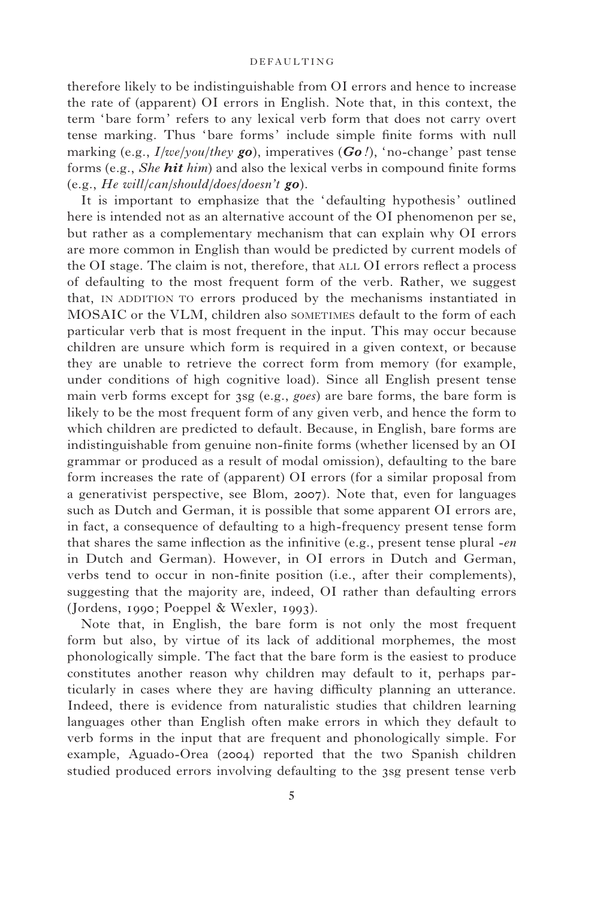therefore likely to be indistinguishable from OI errors and hence to increase the rate of (apparent) OI errors in English. Note that, in this context, the term 'bare form' refers to any lexical verb form that does not carry overt tense marking. Thus 'bare forms' include simple finite forms with null marking (e.g., *I/we/you/they* ***go***), imperatives (***Go***!), 'no-change' past tense forms (e.g., *She* ***hit*** *him*) and also the lexical verbs in compound finite forms (e.g., *He will/can/should/does/doesn't* ***go***).

It is important to emphasize that the 'defaulting hypothesis' outlined here is intended not as an alternative account of the OI phenomenon per se, but rather as a complementary mechanism that can explain why OI errors are more common in English than would be predicted by current models of the OI stage. The claim is not, therefore, that ALL OI errors reflect a process of defaulting to the most frequent form of the verb. Rather, we suggest that, IN ADDITION TO errors produced by the mechanisms instantiated in MOSAIC or the VLM, children also SOMETIMES default to the form of each particular verb that is most frequent in the input. This may occur because children are unsure which form is required in a given context, or because they are unable to retrieve the correct form from memory (for example, under conditions of high cognitive load). Since all English present tense main verb forms except for 3sg (e.g., *goes*) are bare forms, the bare form is likely to be the most frequent form of any given verb, and hence the form to which children are predicted to default. Because, in English, bare forms are indistinguishable from genuine non-finite forms (whether licensed by an OI grammar or produced as a result of modal omission), defaulting to the bare form increases the rate of (apparent) OI errors (for a similar proposal from a generativist perspective, see Blom, 2007). Note that, even for languages such as Dutch and German, it is possible that some apparent OI errors are, in fact, a consequence of defaulting to a high-frequency present tense form that shares the same inflection as the infinitive (e.g., present tense plural -*en* in Dutch and German). However, in OI errors in Dutch and German, verbs tend to occur in non-finite position (i.e., after their complements), suggesting that the majority are, indeed, OI rather than defaulting errors (Jordens, 1990; Poeppel & Wexler, 1993).

Note that, in English, the bare form is not only the most frequent form but also, by virtue of its lack of additional morphemes, the most phonologically simple. The fact that the bare form is the easiest to produce constitutes another reason why children may default to it, perhaps particularly in cases where they are having difficulty planning an utterance. Indeed, there is evidence from naturalistic studies that children learning languages other than English often make errors in which they default to verb forms in the input that are frequent and phonologically simple. For example, Aguado-Orea (2004) reported that the two Spanish children studied produced errors involving defaulting to the 3sg present tense verb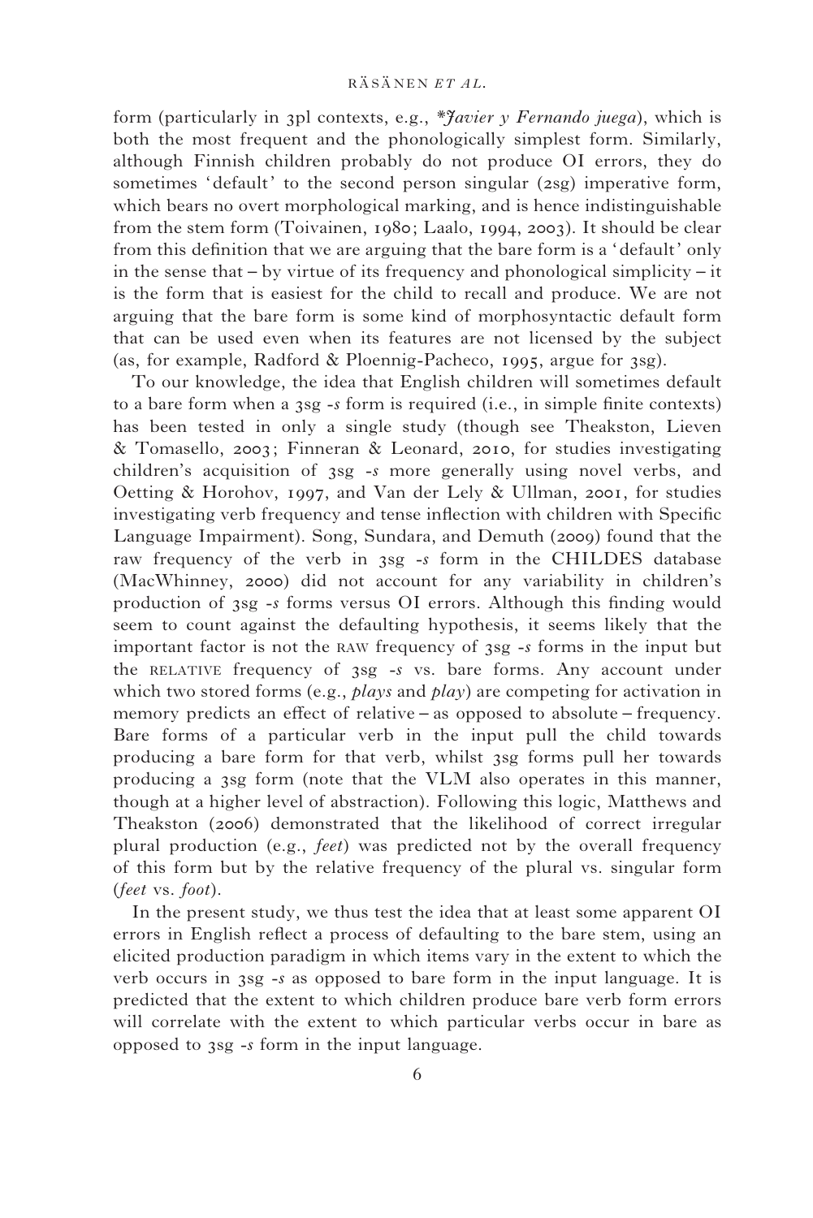form (particularly in 3pl contexts, e.g., **Javier y Fernando juega*), which is both the most frequent and the phonologically simplest form. Similarly, although Finnish children probably do not produce OI errors, they do sometimes 'default' to the second person singular (2sg) imperative form, which bears no overt morphological marking, and is hence indistinguishable from the stem form (Toivainen, 1980; Laalo, 1994, 2003). It should be clear from this definition that we are arguing that the bare form is a 'default' only in the sense that – by virtue of its frequency and phonological simplicity – it is the form that is easiest for the child to recall and produce. We are not arguing that the bare form is some kind of morphosyntactic default form that can be used even when its features are not licensed by the subject (as, for example, Radford & Ploennig-Pacheco, 1995, argue for 3sg).

To our knowledge, the idea that English children will sometimes default to a bare form when a 3sg *-s* form is required (i.e., in simple finite contexts) has been tested in only a single study (though see Theakston, Lieven & Tomasello, 2003; Finneran & Leonard, 2010, for studies investigating children's acquisition of 3sg *-s* more generally using novel verbs, and Oetting & Horohov, 1997, and Van der Lely & Ullman, 2001, for studies investigating verb frequency and tense inflection with children with Specific Language Impairment). Song, Sundara, and Demuth (2009) found that the raw frequency of the verb in 3sg *-s* form in the CHILDES database (MacWhinney, 2000) did not account for any variability in children's production of 3sg *-s* forms versus OI errors. Although this finding would seem to count against the defaulting hypothesis, it seems likely that the important factor is not the RAW frequency of 3sg *-s* forms in the input but the RELATIVE frequency of 3sg *-s* vs. bare forms. Any account under which two stored forms (e.g., *plays* and *play*) are competing for activation in memory predicts an effect of relative – as opposed to absolute – frequency. Bare forms of a particular verb in the input pull the child towards producing a bare form for that verb, whilst 3sg forms pull her towards producing a 3sg form (note that the VLM also operates in this manner, though at a higher level of abstraction). Following this logic, Matthews and Theakston (2006) demonstrated that the likelihood of correct irregular plural production (e.g., *feet*) was predicted not by the overall frequency of this form but by the relative frequency of the plural vs. singular form (*feet* vs. *foot*).

In the present study, we thus test the idea that at least some apparent OI errors in English reflect a process of defaulting to the bare stem, using an elicited production paradigm in which items vary in the extent to which the verb occurs in 3sg *-s* as opposed to bare form in the input language. It is predicted that the extent to which children produce bare verb form errors will correlate with the extent to which particular verbs occur in bare as opposed to 3sg *-s* form in the input language.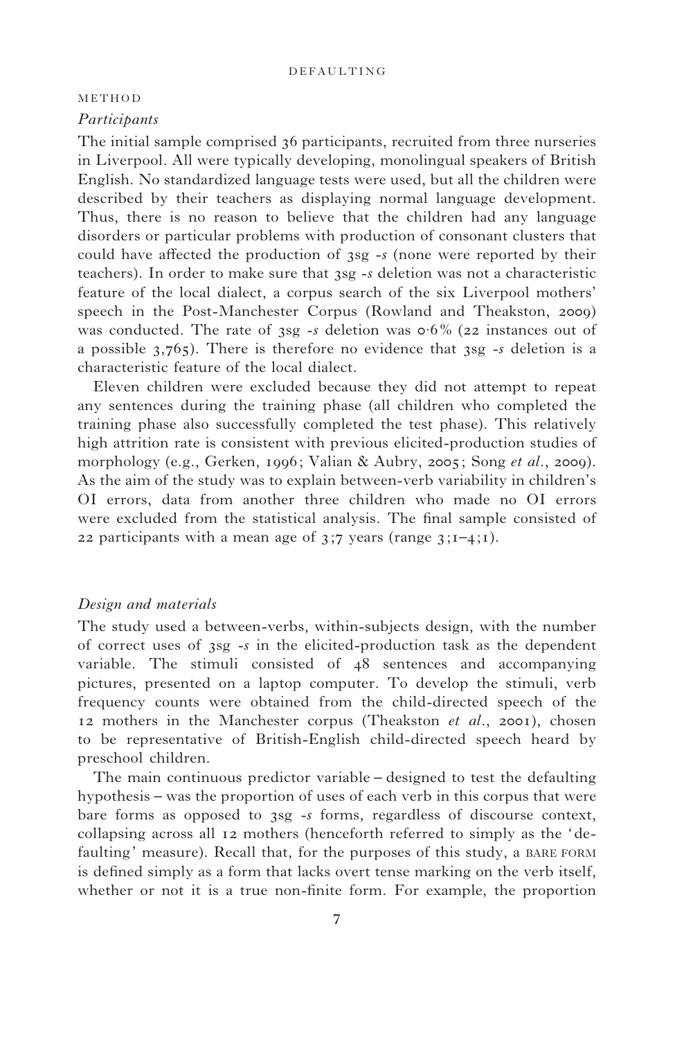## METHOD

### *Participants*

The initial sample comprised 36 participants, recruited from three nurseries in Liverpool. All were typically developing, monolingual speakers of British English. No standardized language tests were used, but all the children were described by their teachers as displaying normal language development. Thus, there is no reason to believe that the children had any language disorders or particular problems with production of consonant clusters that could have affected the production of 3sg *-s* (none were reported by their teachers). In order to make sure that 3sg *-s* deletion was not a characteristic feature of the local dialect, a corpus search of the six Liverpool mothers' speech in the Post-Manchester Corpus (Rowland and Theakston, 2009) was conducted. The rate of 3sg *-s* deletion was 0·6% (22 instances out of a possible 3,765). There is therefore no evidence that 3sg *-s* deletion is a characteristic feature of the local dialect.

Eleven children were excluded because they did not attempt to repeat any sentences during the training phase (all children who completed the training phase also successfully completed the test phase). This relatively high attrition rate is consistent with previous elicited-production studies of morphology (e.g., Gerken, 1996; Valian & Aubry, 2005; Song *et al.*, 2009). As the aim of the study was to explain between-verb variability in children's OI errors, data from another three children who made no OI errors were excluded from the statistical analysis. The final sample consisted of 22 participants with a mean age of 3;7 years (range 3;1–4;1).

### *Design and materials*

The study used a between-verbs, within-subjects design, with the number of correct uses of 3sg *-s* in the elicited-production task as the dependent variable. The stimuli consisted of 48 sentences and accompanying pictures, presented on a laptop computer. To develop the stimuli, verb frequency counts were obtained from the child-directed speech of the 12 mothers in the Manchester corpus (Theakston *et al.*, 2001), chosen to be representative of British-English child-directed speech heard by preschool children.

The main continuous predictor variable – designed to test the defaulting hypothesis – was the proportion of uses of each verb in this corpus that were bare forms as opposed to 3sg *-s* forms, regardless of discourse context, collapsing across all 12 mothers (henceforth referred to simply as the 'defaulting' measure). Recall that, for the purposes of this study, a BARE FORM is defined simply as a form that lacks overt tense marking on the verb itself, whether or not it is a true non-finite form. For example, the proportion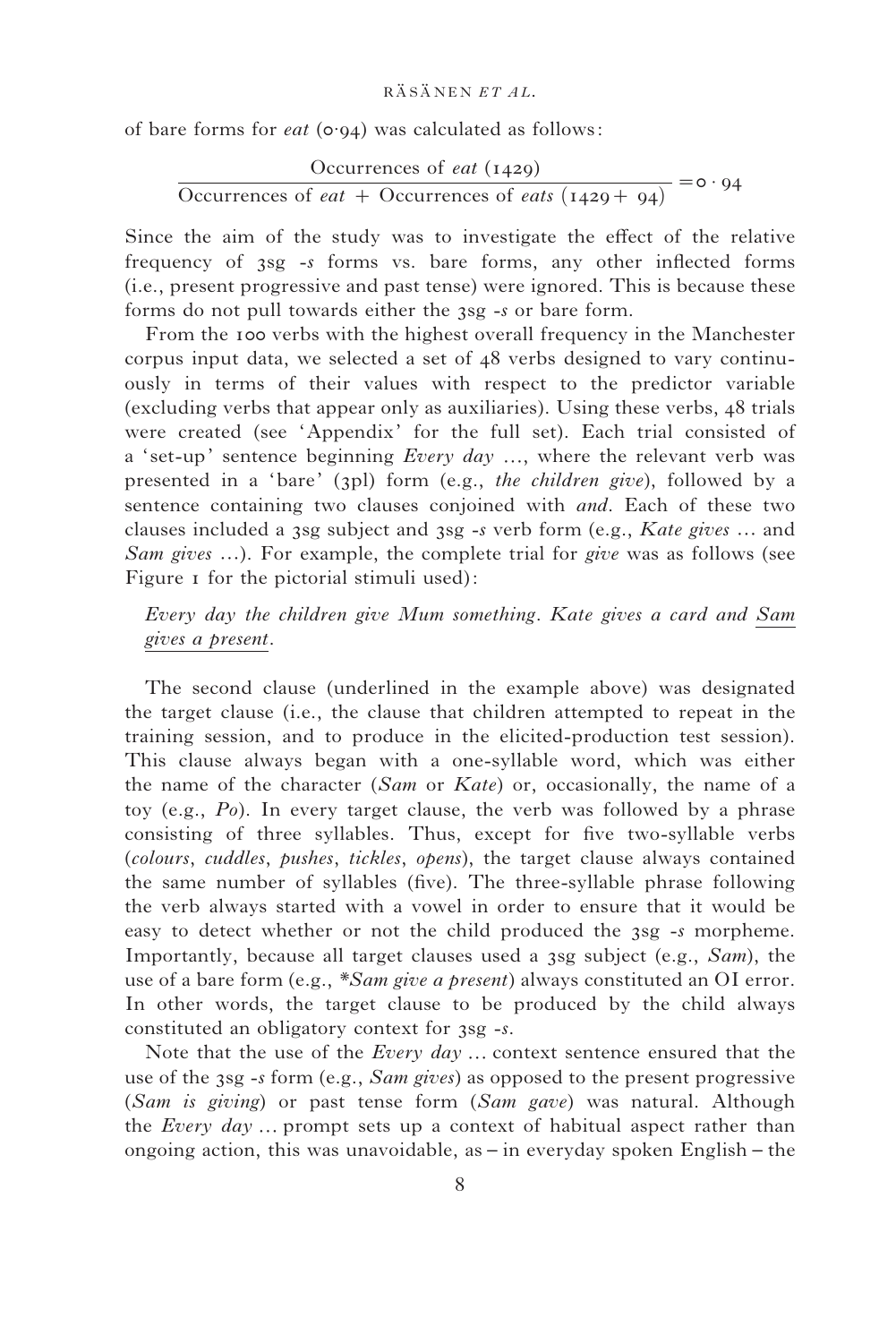of bare forms for *eat* (0·94) was calculated as follows:

$$\frac{\text{Occurrences of } eat \text{ (1429)}}{\text{Occurrences of } eat + \text{Occurrences of } eats \text{ (1429 + 94)}} = 0 \cdot 94$$

Since the aim of the study was to investigate the effect of the relative frequency of 3sg *-s* forms vs. bare forms, any other inflected forms (i.e., present progressive and past tense) were ignored. This is because these forms do not pull towards either the 3sg *-s* or bare form.

From the 100 verbs with the highest overall frequency in the Manchester corpus input data, we selected a set of 48 verbs designed to vary continuously in terms of their values with respect to the predictor variable (excluding verbs that appear only as auxiliaries). Using these verbs, 48 trials were created (see 'Appendix' for the full set). Each trial consisted of a 'set-up' sentence beginning *Every day …*, where the relevant verb was presented in a 'bare' (3pl) form (e.g., *the children give*), followed by a sentence containing two clauses conjoined with *and*. Each of these two clauses included a 3sg subject and 3sg *-s* verb form (e.g., *Kate gives …* and *Sam gives …*). For example, the complete trial for *give* was as follows (see Figure 1 for the pictorial stimuli used):

*Every day the children give Mum something. Kate gives a card and Sam gives a present.*

The second clause (underlined in the example above) was designated the target clause (i.e., the clause that children attempted to repeat in the training session, and to produce in the elicited-production test session). This clause always began with a one-syllable word, which was either the name of the character (*Sam* or *Kate*) or, occasionally, the name of a toy (e.g., *Po*). In every target clause, the verb was followed by a phrase consisting of three syllables. Thus, except for five two-syllable verbs (*colours*, *cuddles*, *pushes*, *tickles*, *opens*), the target clause always contained the same number of syllables (five). The three-syllable phrase following the verb always started with a vowel in order to ensure that it would be easy to detect whether or not the child produced the 3sg *-s* morpheme. Importantly, because all target clauses used a 3sg subject (e.g., *Sam*), the use of a bare form (e.g., *\*Sam give a present*) always constituted an OI error. In other words, the target clause to be produced by the child always constituted an obligatory context for 3sg *-s*.

Note that the use of the *Every day …* context sentence ensured that the use of the 3sg *-s* form (e.g., *Sam gives*) as opposed to the present progressive (*Sam is giving*) or past tense form (*Sam gave*) was natural. Although the *Every day …* prompt sets up a context of habitual aspect rather than ongoing action, this was unavoidable, as – in everyday spoken English – the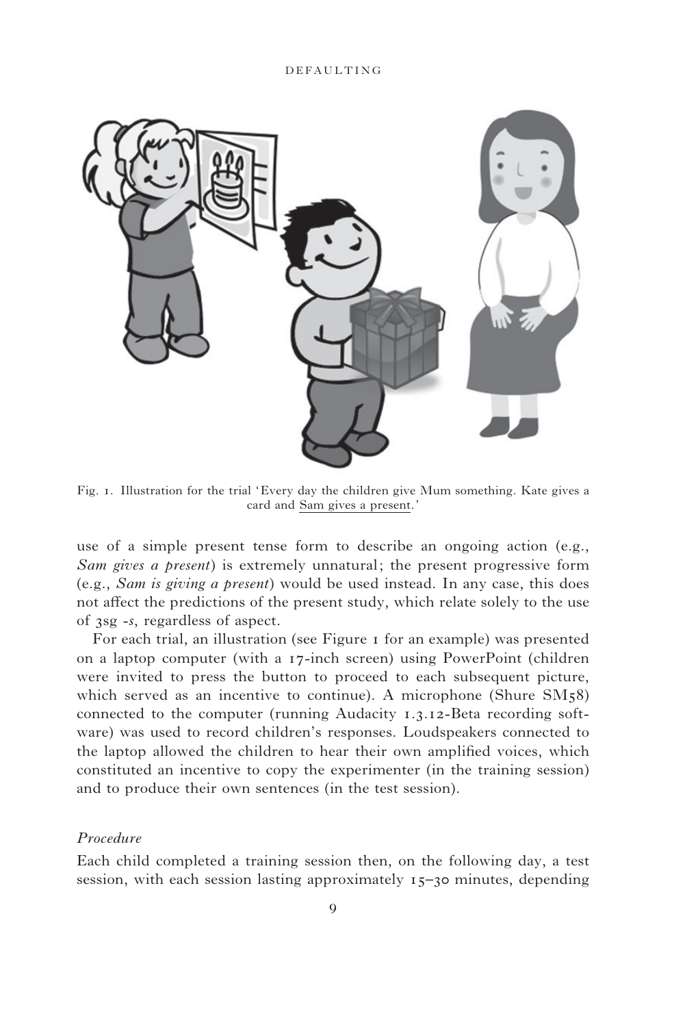Fig. 1. Illustration for the trial 'Every day the children give Mum something. Kate gives a card and Sam gives a present.'

use of a simple present tense form to describe an ongoing action (e.g., *Sam gives a present*) is extremely unnatural; the present progressive form (e.g., *Sam is giving a present*) would be used instead. In any case, this does not affect the predictions of the present study, which relate solely to the use of 3sg *-s*, regardless of aspect.

For each trial, an illustration (see Figure 1 for an example) was presented on a laptop computer (with a 17-inch screen) using PowerPoint (children were invited to press the button to proceed to each subsequent picture, which served as an incentive to continue). A microphone (Shure SM58) connected to the computer (running Audacity 1.3.12-Beta recording software) was used to record children's responses. Loudspeakers connected to the laptop allowed the children to hear their own amplified voices, which constituted an incentive to copy the experimenter (in the training session) and to produce their own sentences (in the test session).

### *Procedure*

Each child completed a training session then, on the following day, a test session, with each session lasting approximately 15–30 minutes, depending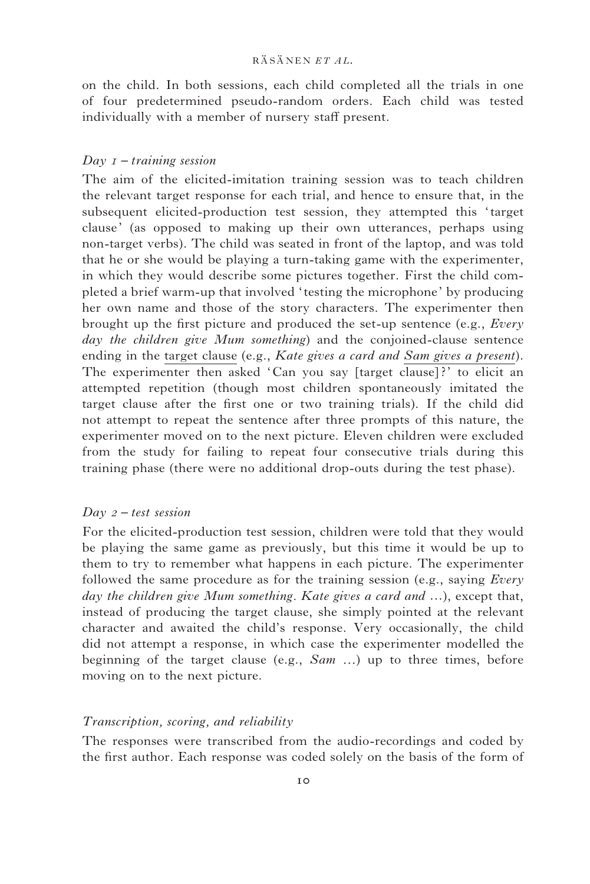on the child. In both sessions, each child completed all the trials in one of four predetermined pseudo-random orders. Each child was tested individually with a member of nursery staff present.

### *Day 1 – training session*

The aim of the elicited-imitation training session was to teach children the relevant target response for each trial, and hence to ensure that, in the subsequent elicited-production test session, they attempted this 'target clause' (as opposed to making up their own utterances, perhaps using non-target verbs). The child was seated in front of the laptop, and was told that he or she would be playing a turn-taking game with the experimenter, in which they would describe some pictures together. First the child completed a brief warm-up that involved 'testing the microphone' by producing her own name and those of the story characters. The experimenter then brought up the first picture and produced the set-up sentence (e.g., *Every day the children give Mum something*) and the conjoined-clause sentence ending in the target clause (e.g., *Kate gives a card and Sam gives a present*). The experimenter then asked 'Can you say [target clause]?' to elicit an attempted repetition (though most children spontaneously imitated the target clause after the first one or two training trials). If the child did not attempt to repeat the sentence after three prompts of this nature, the experimenter moved on to the next picture. Eleven children were excluded from the study for failing to repeat four consecutive trials during this training phase (there were no additional drop-outs during the test phase).

### *Day 2 – test session*

For the elicited-production test session, children were told that they would be playing the same game as previously, but this time it would be up to them to try to remember what happens in each picture. The experimenter followed the same procedure as for the training session (e.g., saying *Every day the children give Mum something*. *Kate gives a card and* …), except that, instead of producing the target clause, she simply pointed at the relevant character and awaited the child's response. Very occasionally, the child did not attempt a response, in which case the experimenter modelled the beginning of the target clause (e.g., *Sam* …) up to three times, before moving on to the next picture.

### *Transcription, scoring, and reliability*

The responses were transcribed from the audio-recordings and coded by the first author. Each response was coded solely on the basis of the form of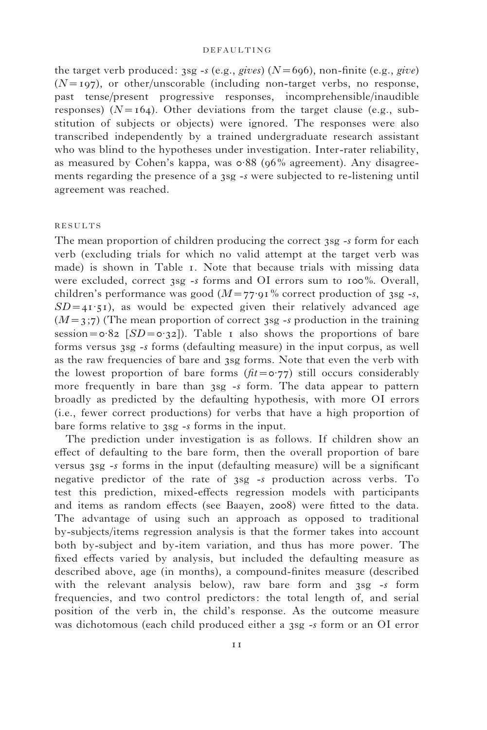the target verb produced: 3sg *-s* (e.g., *gives*) ($N=696$), non-finite (e.g., *give*) ($N=197$), or other/unscorable (including non-target verbs, no response, past tense/present progressive responses, incomprehensible/inaudible responses) ($N=164$). Other deviations from the target clause (e.g., substitution of subjects or objects) were ignored. The responses were also transcribed independently by a trained undergraduate research assistant who was blind to the hypotheses under investigation. Inter-rater reliability, as measured by Cohen's kappa, was 0·88 (96% agreement). Any disagreements regarding the presence of a 3sg *-s* were subjected to re-listening until agreement was reached.

## RESULTS

The mean proportion of children producing the correct 3sg *-s* form for each verb (excluding trials for which no valid attempt at the target verb was made) is shown in Table 1. Note that because trials with missing data were excluded, correct 3sg *-s* forms and OI errors sum to 100%. Overall, children's performance was good ($M=77{\cdot}91\%$ correct production of 3sg *-s*, $SD=41{\cdot}51$), as would be expected given their relatively advanced age ($M=3;7$) (The mean proportion of correct 3sg *-s* production in the training session $=0{\cdot}82$ [$SD=0{\cdot}32$]). Table 1 also shows the proportions of bare forms versus 3sg *-s* forms (defaulting measure) in the input corpus, as well as the raw frequencies of bare and 3sg forms. Note that even the verb with the lowest proportion of bare forms ($fit=0{\cdot}77$) still occurs considerably more frequently in bare than 3sg *-s* form. The data appear to pattern broadly as predicted by the defaulting hypothesis, with more OI errors (i.e., fewer correct productions) for verbs that have a high proportion of bare forms relative to 3sg *-s* forms in the input.

The prediction under investigation is as follows. If children show an effect of defaulting to the bare form, then the overall proportion of bare versus 3sg *-s* forms in the input (defaulting measure) will be a significant negative predictor of the rate of 3sg *-s* production across verbs. To test this prediction, mixed-effects regression models with participants and items as random effects (see Baayen, 2008) were fitted to the data. The advantage of using such an approach as opposed to traditional by-subjects/items regression analysis is that the former takes into account both by-subject and by-item variation, and thus has more power. The fixed effects varied by analysis, but included the defaulting measure as described above, age (in months), a compound-finites measure (described with the relevant analysis below), raw bare form and 3sg *-s* form frequencies, and two control predictors: the total length of, and serial position of the verb in, the child's response. As the outcome measure was dichotomous (each child produced either a 3sg *-s* form or an OI error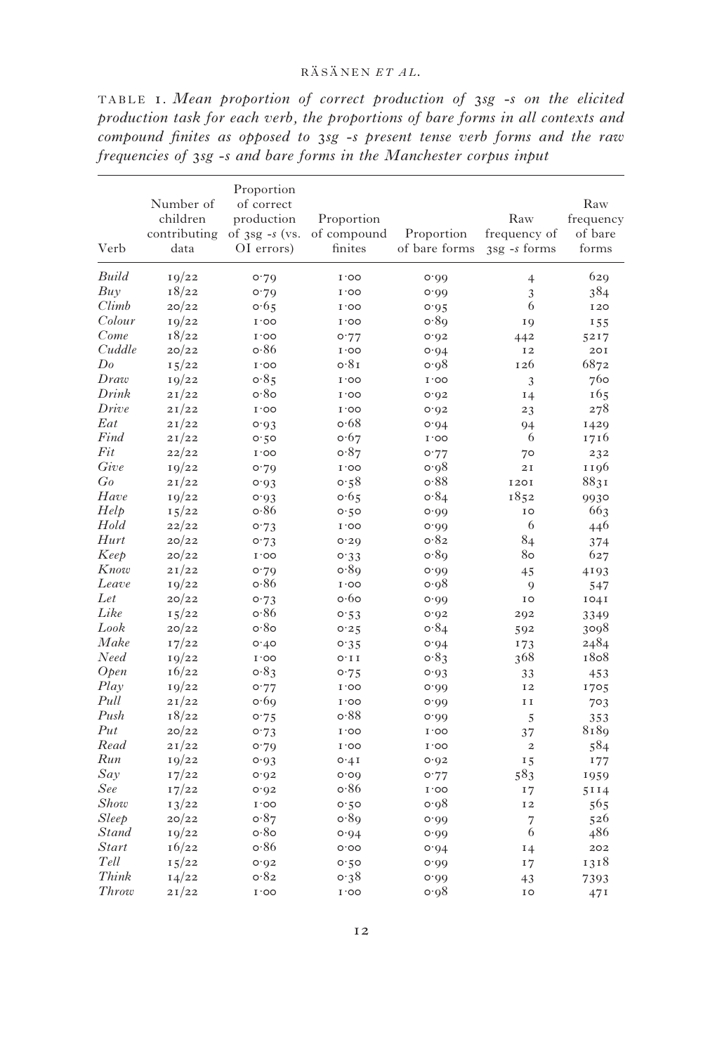TABLE 1. *Mean proportion of correct production of 3sg -s on the elicited production task for each verb, the proportions of bare forms in all contexts and compound finites as opposed to 3sg -s present tense verb forms and the raw frequencies of 3sg -s and bare forms in the Manchester corpus input*

| Verb | Number of children contributing data | Proportion of correct production of 3sg -*s* (vs. OI errors) | Proportion of compound finites | Proportion of bare forms | Raw frequency of 3sg -*s* forms | Raw frequency of bare forms |
|---|---|---|---|---|---|---|
| *Build* | 19/22 | 0·79 | 1·00 | 0·99 | 4 | 629 |
| *Buy* | 18/22 | 0·79 | 1·00 | 0·99 | 3 | 384 |
| *Climb* | 20/22 | 0·65 | 1·00 | 0·95 | 6 | 120 |
| *Colour* | 19/22 | 1·00 | 1·00 | 0·89 | 19 | 155 |
| *Come* | 18/22 | 1·00 | 0·77 | 0·92 | 442 | 5217 |
| *Cuddle* | 20/22 | 0·86 | 1·00 | 0·94 | 12 | 201 |
| *Do* | 15/22 | 1·00 | 0·81 | 0·98 | 126 | 6872 |
| *Draw* | 19/22 | 0·85 | 1·00 | 1·00 | 3 | 760 |
| *Drink* | 21/22 | 0·80 | 1·00 | 0·92 | 14 | 165 |
| *Drive* | 21/22 | 1·00 | 1·00 | 0·92 | 23 | 278 |
| *Eat* | 21/22 | 0·93 | 0·68 | 0·94 | 94 | 1429 |
| *Find* | 21/22 | 0·50 | 0·67 | 1·00 | 6 | 1716 |
| *Fit* | 22/22 | 1·00 | 0·87 | 0·77 | 70 | 232 |
| *Give* | 19/22 | 0·79 | 1·00 | 0·98 | 21 | 1196 |
| *Go* | 21/22 | 0·93 | 0·58 | 0·88 | 1201 | 8831 |
| *Have* | 19/22 | 0·93 | 0·65 | 0·84 | 1852 | 9930 |
| *Help* | 15/22 | 0·86 | 0·50 | 0·99 | 10 | 663 |
| *Hold* | 22/22 | 0·73 | 1·00 | 0·99 | 6 | 446 |
| *Hurt* | 20/22 | 0·73 | 0·29 | 0·82 | 84 | 374 |
| *Keep* | 20/22 | 1·00 | 0·33 | 0·89 | 80 | 627 |
| *Know* | 21/22 | 0·79 | 0·89 | 0·99 | 45 | 4193 |
| *Leave* | 19/22 | 0·86 | 1·00 | 0·98 | 9 | 547 |
| *Let* | 20/22 | 0·73 | 0·60 | 0·99 | 10 | 1041 |
| *Like* | 15/22 | 0·86 | 0·53 | 0·92 | 292 | 3349 |
| *Look* | 20/22 | 0·80 | 0·25 | 0·84 | 592 | 3098 |
| *Make* | 17/22 | 0·40 | 0·35 | 0·94 | 173 | 2484 |
| *Need* | 19/22 | 1·00 | 0·11 | 0·83 | 368 | 1808 |
| *Open* | 16/22 | 0·83 | 0·75 | 0·93 | 33 | 453 |
| *Play* | 19/22 | 0·77 | 1·00 | 0·99 | 12 | 1705 |
| *Pull* | 21/22 | 0·69 | 1·00 | 0·99 | 11 | 703 |
| *Push* | 18/22 | 0·75 | 0·88 | 0·99 | 5 | 353 |
| *Put* | 20/22 | 0·73 | 1·00 | 1·00 | 37 | 8189 |
| *Read* | 21/22 | 0·79 | 1·00 | 1·00 | 2 | 584 |
| *Run* | 19/22 | 0·93 | 0·41 | 0·92 | 15 | 177 |
| *Say* | 17/22 | 0·92 | 0·09 | 0·77 | 583 | 1959 |
| *See* | 17/22 | 0·92 | 0·86 | 1·00 | 17 | 5114 |
| *Show* | 13/22 | 1·00 | 0·50 | 0·98 | 12 | 565 |
| *Sleep* | 20/22 | 0·87 | 0·89 | 0·99 | 7 | 526 |
| *Stand* | 19/22 | 0·80 | 0·94 | 0·99 | 6 | 486 |
| *Start* | 16/22 | 0·86 | 0·00 | 0·94 | 14 | 202 |
| *Tell* | 15/22 | 0·92 | 0·50 | 0·99 | 17 | 1318 |
| *Think* | 14/22 | 0·82 | 0·38 | 0·99 | 43 | 7393 |
| *Throw* | 21/22 | 1·00 | 1·00 | 0·98 | 10 | 471 |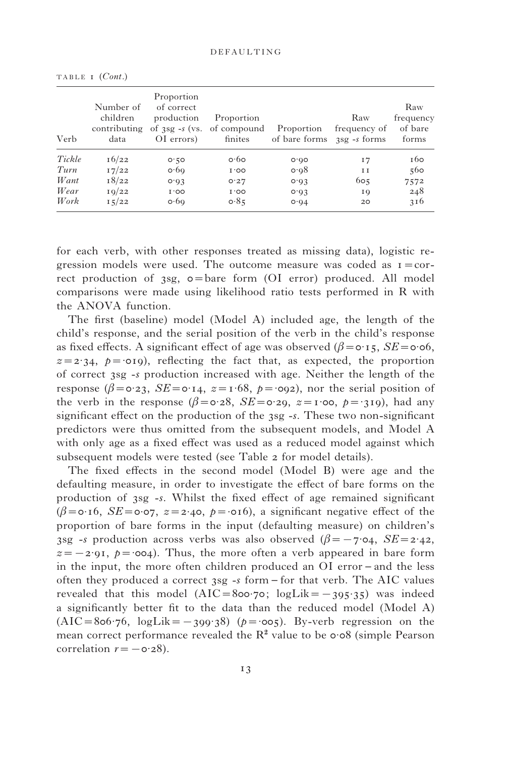TABLE 1 (*Cont.*)

| Verb | Number of children contributing data | Proportion of correct production of 3sg -*s* (vs. OI errors) | Proportion of compound finites | Proportion of bare forms | Raw frequency of 3sg -*s* forms | Raw frequency of bare forms |
|---|---|---|---|---|---|---|
| *Tickle* | 16/22 | 0·50 | 0·60 | 0·90 | 17 | 160 |
| *Turn* | 17/22 | 0·69 | 1·00 | 0·98 | 11 | 560 |
| *Want* | 18/22 | 0·93 | 0·27 | 0·93 | 605 | 7572 |
| *Wear* | 19/22 | 1·00 | 1·00 | 0·93 | 19 | 248 |
| *Work* | 15/22 | 0·69 | 0·85 | 0·94 | 20 | 316 |

for each verb, with other responses treated as missing data), logistic regression models were used. The outcome measure was coded as 1 = correct production of 3sg, 0 = bare form (OI error) produced. All model comparisons were made using likelihood ratio tests performed in R with the ANOVA function.

The first (baseline) model (Model A) included age, the length of the child's response, and the serial position of the verb in the child's response as fixed effects. A significant effect of age was observed ($\beta = 0{\cdot}15$, $SE = 0{\cdot}06$, $z = 2{\cdot}34$, $p = {\cdot}019$), reflecting the fact that, as expected, the proportion of correct 3sg -*s* production increased with age. Neither the length of the response ($\beta = 0{\cdot}23$, $SE = 0{\cdot}14$, $z = 1{\cdot}68$, $p = {\cdot}092$), nor the serial position of the verb in the response ($\beta = 0{\cdot}28$, $SE = 0{\cdot}29$, $z = 1{\cdot}00$, $p = {\cdot}319$), had any significant effect on the production of the 3sg -*s*. These two non-significant predictors were thus omitted from the subsequent models, and Model A with only age as a fixed effect was used as a reduced model against which subsequent models were tested (see Table 2 for model details).

The fixed effects in the second model (Model B) were age and the defaulting measure, in order to investigate the effect of bare forms on the production of 3sg -*s*. Whilst the fixed effect of age remained significant ($\beta = 0{\cdot}16$, $SE = 0{\cdot}07$, $z = 2{\cdot}40$, $p = {\cdot}016$), a significant negative effect of the proportion of bare forms in the input (defaulting measure) on children's 3sg -*s* production across verbs was also observed ($\beta = -7{\cdot}04$, $SE = 2{\cdot}42$, $z = -2{\cdot}91$, $p = {\cdot}004$). Thus, the more often a verb appeared in bare form in the input, the more often children produced an OI error – and the less often they produced a correct 3sg -*s* form – for that verb. The AIC values revealed that this model (AIC = 800·70; logLik = −395·35) was indeed a significantly better fit to the data than the reduced model (Model A) (AIC = 806·76, logLik = −399·38) ($p = {\cdot}005$). By-verb regression on the mean correct performance revealed the $R^2$ value to be 0·08 (simple Pearson correlation $r = -0{\cdot}28$).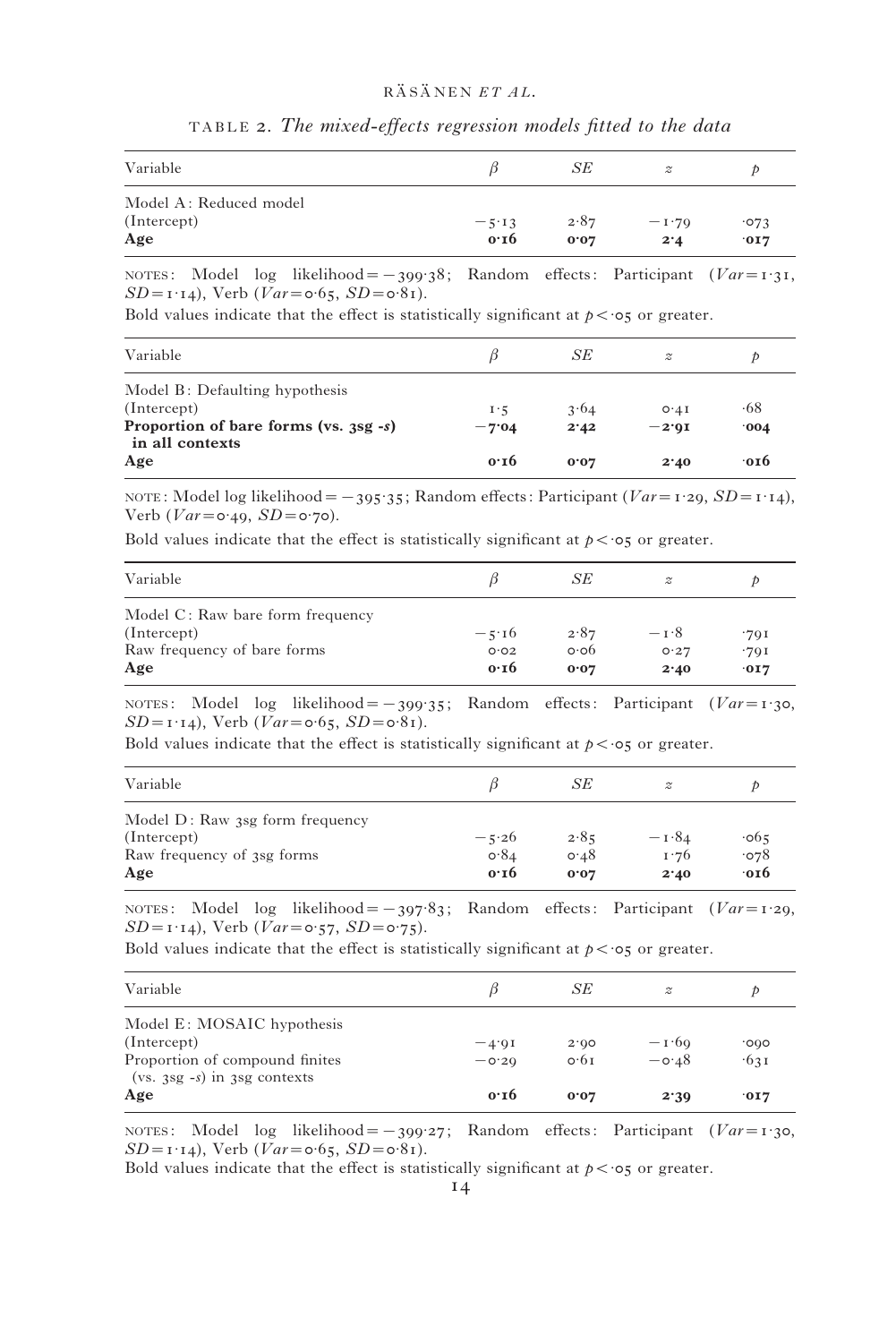TABLE 2. *The mixed-effects regression models fitted to the data*

| Variable | $\beta$ | $SE$ | $z$ | $p$ |
|---|---|---|---|---|
| Model A: Reduced model | | | | |
| (Intercept) | −5·13 | 2·87 | −1·79 | ·073 |
| **Age** | **0·16** | **0·07** | **2·4** | **·017** |

NOTES: Model log likelihood = −399·38; Random effects: Participant ($Var$ = 1·31, $SD$ = 1·14), Verb ($Var$ = 0·65, $SD$ = 0·81).

Bold values indicate that the effect is statistically significant at $p < ·05$ or greater.

| Variable | $\beta$ | $SE$ | $z$ | $p$ |
|---|---|---|---|---|
| Model B: Defaulting hypothesis | | | | |
| (Intercept) | 1·5 | 3·64 | 0·41 | ·68 |
| **Proportion of bare forms (vs. 3sg -*s*) in all contexts** | **−7·04** | **2·42** | **−2·91** | **·004** |
| **Age** | **0·16** | **0·07** | **2·40** | **·016** |

NOTE: Model log likelihood = −395·35; Random effects: Participant ($Var$ = 1·29, $SD$ = 1·14), Verb ($Var$ = 0·49, $SD$ = 0·70).

Bold values indicate that the effect is statistically significant at $p < ·05$ or greater.

| Variable | $\beta$ | $SE$ | $z$ | $p$ |
|---|---|---|---|---|
| Model C: Raw bare form frequency | | | | |
| (Intercept) | −5·16 | 2·87 | −1·8 | ·791 |
| Raw frequency of bare forms | 0·02 | 0·06 | 0·27 | ·791 |
| **Age** | **0·16** | **0·07** | **2·40** | **·017** |

NOTES: Model log likelihood = −399·35; Random effects: Participant ($Var$ = 1·30, $SD$ = 1·14), Verb ($Var$ = 0·65, $SD$ = 0·81).

Bold values indicate that the effect is statistically significant at $p < ·05$ or greater.

| Variable | $\beta$ | $SE$ | $z$ | $p$ |
|---|---|---|---|---|
| Model D: Raw 3sg form frequency | | | | |
| (Intercept) | −5·26 | 2·85 | −1·84 | ·065 |
| Raw frequency of 3sg forms | 0·84 | 0·48 | 1·76 | ·078 |
| **Age** | **0·16** | **0·07** | **2·40** | **·016** |

NOTES: Model log likelihood = −397·83; Random effects: Participant ($Var$ = 1·29, $SD$ = 1·14), Verb ($Var$ = 0·57, $SD$ = 0·75).

Bold values indicate that the effect is statistically significant at $p < ·05$ or greater.

| Variable | $\beta$ | $SE$ | $z$ | $p$ |
|---|---|---|---|---|
| Model E: MOSAIC hypothesis | | | | |
| (Intercept) | −4·91 | 2·90 | −1·69 | ·090 |
| Proportion of compound finites (vs. 3sg -*s*) in 3sg contexts | −0·29 | 0·61 | −0·48 | ·631 |
| **Age** | **0·16** | **0·07** | **2·39** | **·017** |

NOTES: Model log likelihood = −399·27; Random effects: Participant ($Var$ = 1·30, $SD$ = 1·14), Verb ($Var$ = 0·65, $SD$ = 0·81).

Bold values indicate that the effect is statistically significant at $p < ·05$ or greater.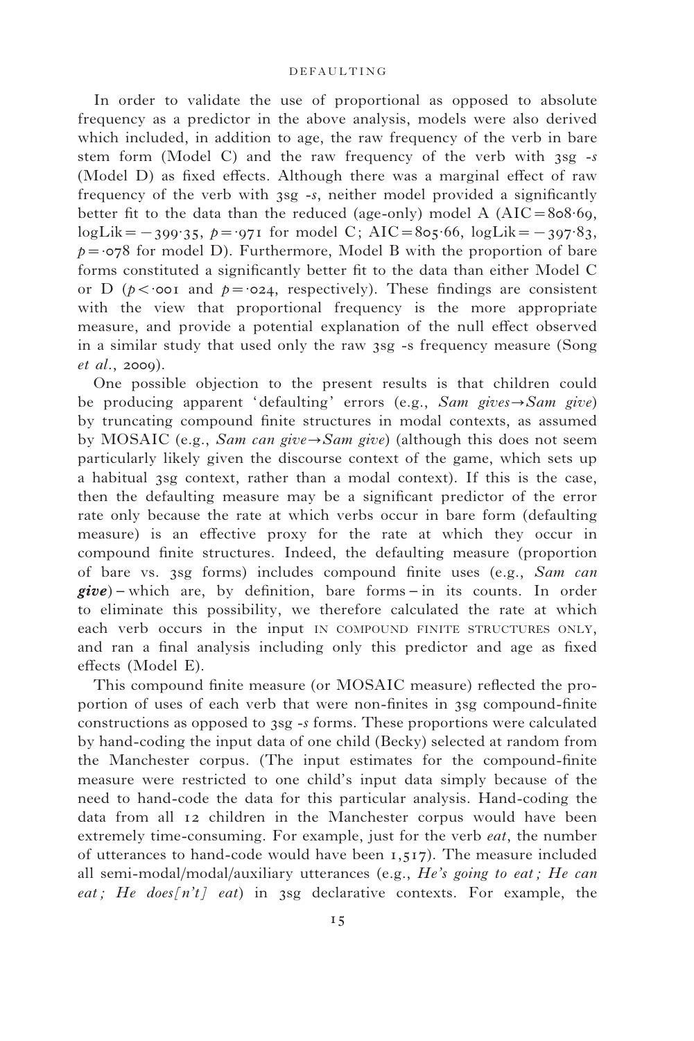In order to validate the use of proportional as opposed to absolute frequency as a predictor in the above analysis, models were also derived which included, in addition to age, the raw frequency of the verb in bare stem form (Model C) and the raw frequency of the verb with 3sg *-s* (Model D) as fixed effects. Although there was a marginal effect of raw frequency of the verb with 3sg *-s*, neither model provided a significantly better fit to the data than the reduced (age-only) model A ($AIC = 808{\cdot}69$, $\log Lik = -399{\cdot}35$, $p = {\cdot}971$ for model C; $AIC = 805{\cdot}66$, $\log Lik = -397{\cdot}83$, $p = {\cdot}078$ for model D). Furthermore, Model B with the proportion of bare forms constituted a significantly better fit to the data than either Model C or D ($p < {\cdot}001$ and $p = {\cdot}024$, respectively). These findings are consistent with the view that proportional frequency is the more appropriate measure, and provide a potential explanation of the null effect observed in a similar study that used only the raw 3sg -s frequency measure (Song *et al.*, 2009).

One possible objection to the present results is that children could be producing apparent 'defaulting' errors (e.g., *Sam gives→Sam give*) by truncating compound finite structures in modal contexts, as assumed by MOSAIC (e.g., *Sam can give→Sam give*) (although this does not seem particularly likely given the discourse context of the game, which sets up a habitual 3sg context, rather than a modal context). If this is the case, then the defaulting measure may be a significant predictor of the error rate only because the rate at which verbs occur in bare form (defaulting measure) is an effective proxy for the rate at which they occur in compound finite structures. Indeed, the defaulting measure (proportion of bare vs. 3sg forms) includes compound finite uses (e.g., *Sam can **give***) – which are, by definition, bare forms – in its counts. In order to eliminate this possibility, we therefore calculated the rate at which each verb occurs in the input IN COMPOUND FINITE STRUCTURES ONLY, and ran a final analysis including only this predictor and age as fixed effects (Model E).

This compound finite measure (or MOSAIC measure) reflected the proportion of uses of each verb that were non-finites in 3sg compound-finite constructions as opposed to 3sg *-s* forms. These proportions were calculated by hand-coding the input data of one child (Becky) selected at random from the Manchester corpus. (The input estimates for the compound-finite measure were restricted to one child's input data simply because of the need to hand-code the data for this particular analysis. Hand-coding the data from all 12 children in the Manchester corpus would have been extremely time-consuming. For example, just for the verb *eat*, the number of utterances to hand-code would have been 1,517). The measure included all semi-modal/modal/auxiliary utterances (e.g., *He's going to eat; He can eat; He does[n't] eat*) in 3sg declarative contexts. For example, the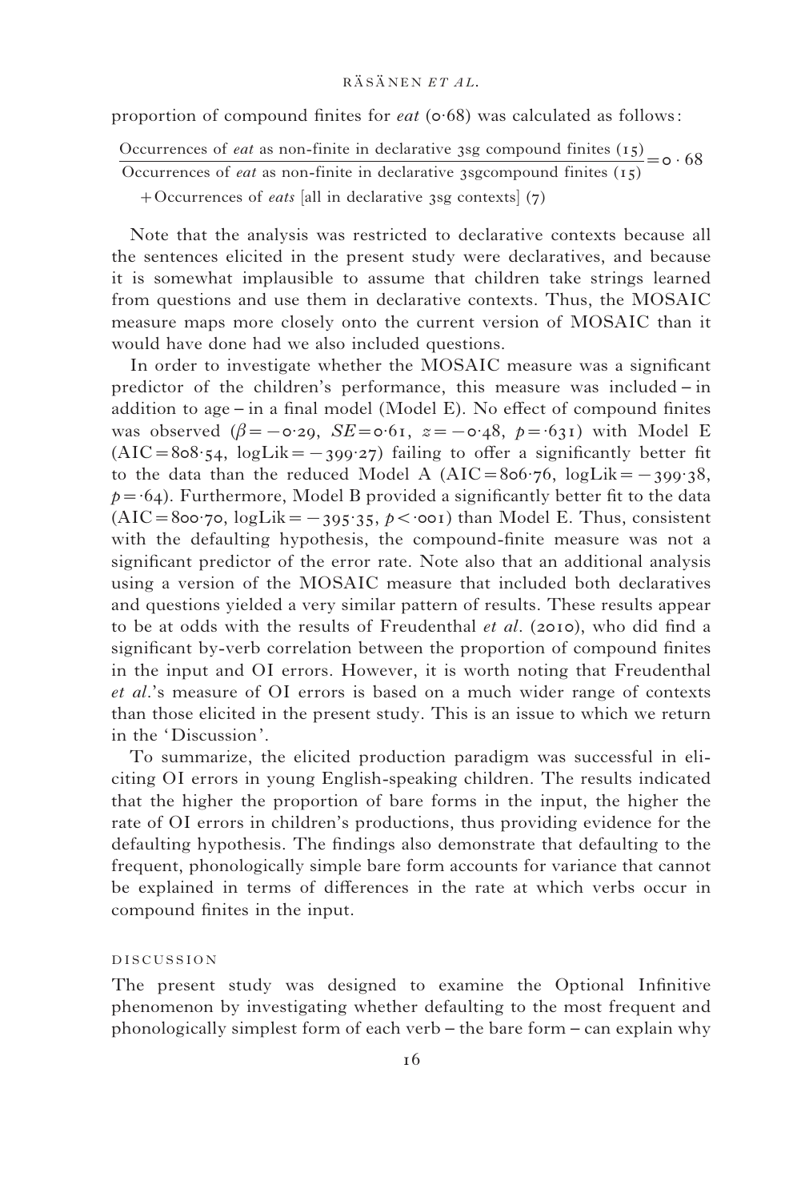proportion of compound finites for *eat* (0·68) was calculated as follows:

$$\frac{\text{Occurrences of } \textit{eat} \text{ as non-finite in declarative 3sg compound finites (15)}}{\text{Occurrences of } \textit{eat} \text{ as non-finite in declarative 3sgcompound finites (15)} + \text{Occurrences of } \textit{eats} \text{ [all in declarative 3sg contexts] (7)}} = 0 \cdot 68$$

Note that the analysis was restricted to declarative contexts because all the sentences elicited in the present study were declaratives, and because it is somewhat implausible to assume that children take strings learned from questions and use them in declarative contexts. Thus, the MOSAIC measure maps more closely onto the current version of MOSAIC than it would have done had we also included questions.

In order to investigate whether the MOSAIC measure was a significant predictor of the children's performance, this measure was included – in addition to age – in a final model (Model E). No effect of compound finites was observed ($\beta = -0{\cdot}29$, $SE = 0{\cdot}61$, $z = -0{\cdot}48$, $p = {\cdot}631$) with Model E ($\text{AIC} = 808{\cdot}54$, $\text{logLik} = -399{\cdot}27$) failing to offer a significantly better fit to the data than the reduced Model A ($\text{AIC} = 806{\cdot}76$, $\text{logLik} = -399{\cdot}38$, $p = {\cdot}64$). Furthermore, Model B provided a significantly better fit to the data ($\text{AIC} = 800{\cdot}70$, $\text{logLik} = -395{\cdot}35$, $p < {\cdot}001$) than Model E. Thus, consistent with the defaulting hypothesis, the compound-finite measure was not a significant predictor of the error rate. Note also that an additional analysis using a version of the MOSAIC measure that included both declaratives and questions yielded a very similar pattern of results. These results appear to be at odds with the results of Freudenthal *et al*. (2010), who did find a significant by-verb correlation between the proportion of compound finites in the input and OI errors. However, it is worth noting that Freudenthal *et al*.'s measure of OI errors is based on a much wider range of contexts than those elicited in the present study. This is an issue to which we return in the 'Discussion'.

To summarize, the elicited production paradigm was successful in eliciting OI errors in young English-speaking children. The results indicated that the higher the proportion of bare forms in the input, the higher the rate of OI errors in children's productions, thus providing evidence for the defaulting hypothesis. The findings also demonstrate that defaulting to the frequent, phonologically simple bare form accounts for variance that cannot be explained in terms of differences in the rate at which verbs occur in compound finites in the input.

## DISCUSSION

The present study was designed to examine the Optional Infinitive phenomenon by investigating whether defaulting to the most frequent and phonologically simplest form of each verb – the bare form – can explain why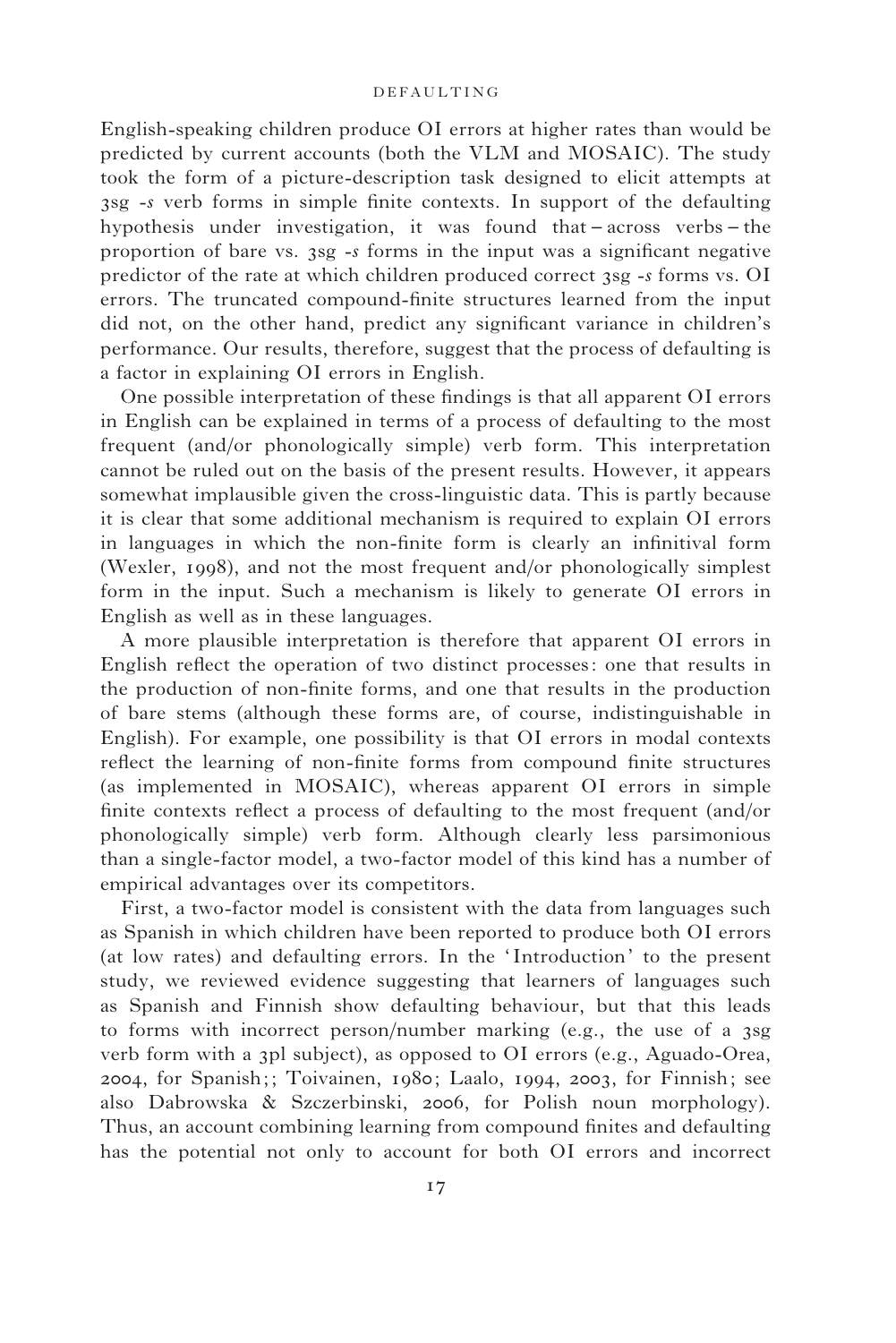English-speaking children produce OI errors at higher rates than would be predicted by current accounts (both the VLM and MOSAIC). The study took the form of a picture-description task designed to elicit attempts at 3sg *-s* verb forms in simple finite contexts. In support of the defaulting hypothesis under investigation, it was found that – across verbs – the proportion of bare vs. 3sg *-s* forms in the input was a significant negative predictor of the rate at which children produced correct 3sg *-s* forms vs. OI errors. The truncated compound-finite structures learned from the input did not, on the other hand, predict any significant variance in children's performance. Our results, therefore, suggest that the process of defaulting is a factor in explaining OI errors in English.

One possible interpretation of these findings is that all apparent OI errors in English can be explained in terms of a process of defaulting to the most frequent (and/or phonologically simple) verb form. This interpretation cannot be ruled out on the basis of the present results. However, it appears somewhat implausible given the cross-linguistic data. This is partly because it is clear that some additional mechanism is required to explain OI errors in languages in which the non-finite form is clearly an infinitival form (Wexler, 1998), and not the most frequent and/or phonologically simplest form in the input. Such a mechanism is likely to generate OI errors in English as well as in these languages.

A more plausible interpretation is therefore that apparent OI errors in English reflect the operation of two distinct processes: one that results in the production of non-finite forms, and one that results in the production of bare stems (although these forms are, of course, indistinguishable in English). For example, one possibility is that OI errors in modal contexts reflect the learning of non-finite forms from compound finite structures (as implemented in MOSAIC), whereas apparent OI errors in simple finite contexts reflect a process of defaulting to the most frequent (and/or phonologically simple) verb form. Although clearly less parsimonious than a single-factor model, a two-factor model of this kind has a number of empirical advantages over its competitors.

First, a two-factor model is consistent with the data from languages such as Spanish in which children have been reported to produce both OI errors (at low rates) and defaulting errors. In the 'Introduction' to the present study, we reviewed evidence suggesting that learners of languages such as Spanish and Finnish show defaulting behaviour, but that this leads to forms with incorrect person/number marking (e.g., the use of a 3sg verb form with a 3pl subject), as opposed to OI errors (e.g., Aguado-Orea, 2004, for Spanish;; Toivainen, 1980; Laalo, 1994, 2003, for Finnish; see also Dabrowska & Szczerbinski, 2006, for Polish noun morphology). Thus, an account combining learning from compound finites and defaulting has the potential not only to account for both OI errors and incorrect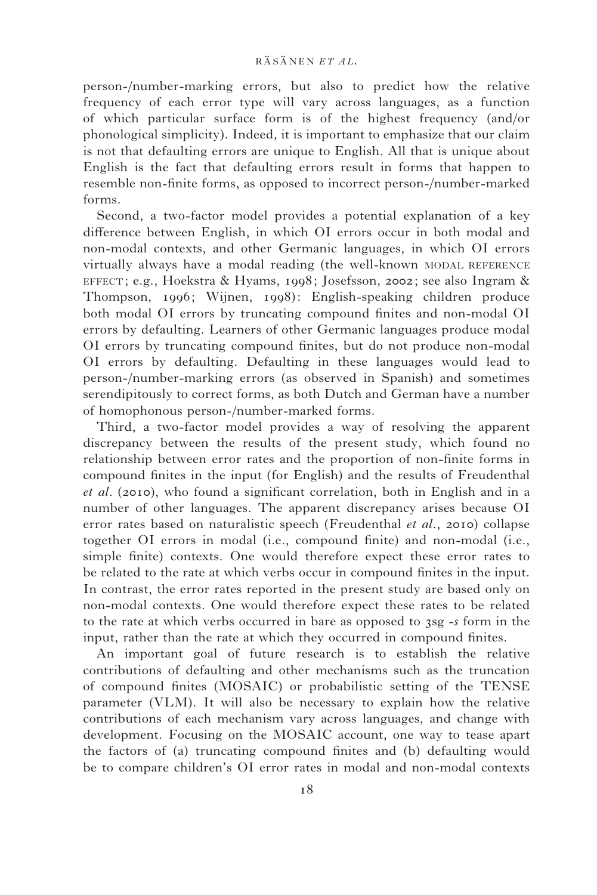person-/number-marking errors, but also to predict how the relative frequency of each error type will vary across languages, as a function of which particular surface form is of the highest frequency (and/or phonological simplicity). Indeed, it is important to emphasize that our claim is not that defaulting errors are unique to English. All that is unique about English is the fact that defaulting errors result in forms that happen to resemble non-finite forms, as opposed to incorrect person-/number-marked forms.

Second, a two-factor model provides a potential explanation of a key difference between English, in which OI errors occur in both modal and non-modal contexts, and other Germanic languages, in which OI errors virtually always have a modal reading (the well-known MODAL REFERENCE EFFECT; e.g., Hoekstra & Hyams, 1998; Josefsson, 2002; see also Ingram & Thompson, 1996; Wijnen, 1998): English-speaking children produce both modal OI errors by truncating compound finites and non-modal OI errors by defaulting. Learners of other Germanic languages produce modal OI errors by truncating compound finites, but do not produce non-modal OI errors by defaulting. Defaulting in these languages would lead to person-/number-marking errors (as observed in Spanish) and sometimes serendipitously to correct forms, as both Dutch and German have a number of homophonous person-/number-marked forms.

Third, a two-factor model provides a way of resolving the apparent discrepancy between the results of the present study, which found no relationship between error rates and the proportion of non-finite forms in compound finites in the input (for English) and the results of Freudenthal *et al*. (2010), who found a significant correlation, both in English and in a number of other languages. The apparent discrepancy arises because OI error rates based on naturalistic speech (Freudenthal *et al*., 2010) collapse together OI errors in modal (i.e., compound finite) and non-modal (i.e., simple finite) contexts. One would therefore expect these error rates to be related to the rate at which verbs occur in compound finites in the input. In contrast, the error rates reported in the present study are based only on non-modal contexts. One would therefore expect these rates to be related to the rate at which verbs occurred in bare as opposed to 3sg *-s* form in the input, rather than the rate at which they occurred in compound finites.

An important goal of future research is to establish the relative contributions of defaulting and other mechanisms such as the truncation of compound finites (MOSAIC) or probabilistic setting of the TENSE parameter (VLM). It will also be necessary to explain how the relative contributions of each mechanism vary across languages, and change with development. Focusing on the MOSAIC account, one way to tease apart the factors of (a) truncating compound finites and (b) defaulting would be to compare children's OI error rates in modal and non-modal contexts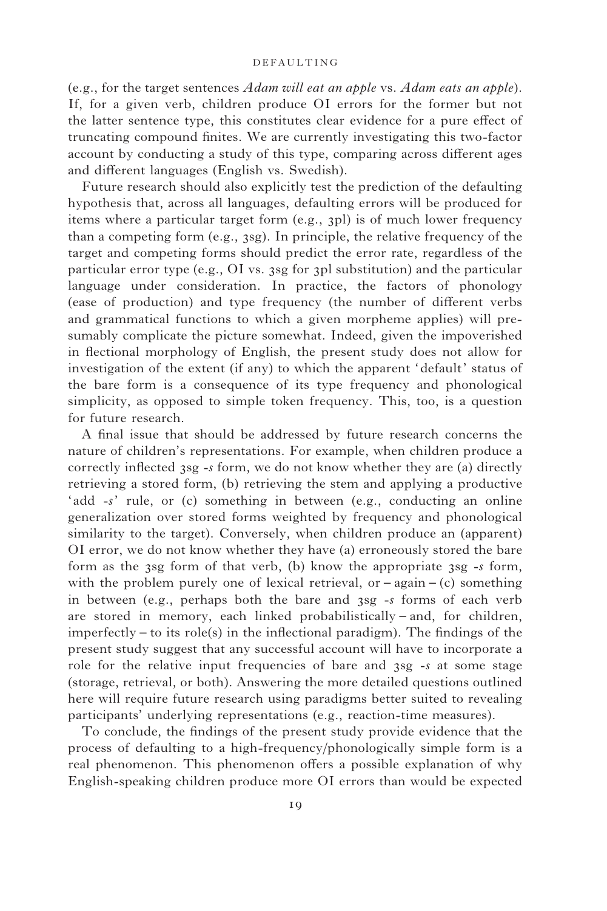(e.g., for the target sentences *Adam will eat an apple* vs. *Adam eats an apple*). If, for a given verb, children produce OI errors for the former but not the latter sentence type, this constitutes clear evidence for a pure effect of truncating compound finites. We are currently investigating this two-factor account by conducting a study of this type, comparing across different ages and different languages (English vs. Swedish).

Future research should also explicitly test the prediction of the defaulting hypothesis that, across all languages, defaulting errors will be produced for items where a particular target form (e.g., 3pl) is of much lower frequency than a competing form (e.g., 3sg). In principle, the relative frequency of the target and competing forms should predict the error rate, regardless of the particular error type (e.g., OI vs. 3sg for 3pl substitution) and the particular language under consideration. In practice, the factors of phonology (ease of production) and type frequency (the number of different verbs and grammatical functions to which a given morpheme applies) will presumably complicate the picture somewhat. Indeed, given the impoverished in flectional morphology of English, the present study does not allow for investigation of the extent (if any) to which the apparent 'default' status of the bare form is a consequence of its type frequency and phonological simplicity, as opposed to simple token frequency. This, too, is a question for future research.

A final issue that should be addressed by future research concerns the nature of children's representations. For example, when children produce a correctly inflected 3sg *-s* form, we do not know whether they are (a) directly retrieving a stored form, (b) retrieving the stem and applying a productive 'add *-s*' rule, or (c) something in between (e.g., conducting an online generalization over stored forms weighted by frequency and phonological similarity to the target). Conversely, when children produce an (apparent) OI error, we do not know whether they have (a) erroneously stored the bare form as the 3sg form of that verb, (b) know the appropriate 3sg *-s* form, with the problem purely one of lexical retrieval, or – again – (c) something in between (e.g., perhaps both the bare and 3sg *-s* forms of each verb are stored in memory, each linked probabilistically – and, for children, imperfectly – to its role(s) in the inflectional paradigm). The findings of the present study suggest that any successful account will have to incorporate a role for the relative input frequencies of bare and 3sg *-s* at some stage (storage, retrieval, or both). Answering the more detailed questions outlined here will require future research using paradigms better suited to revealing participants' underlying representations (e.g., reaction-time measures).

To conclude, the findings of the present study provide evidence that the process of defaulting to a high-frequency/phonologically simple form is a real phenomenon. This phenomenon offers a possible explanation of why English-speaking children produce more OI errors than would be expected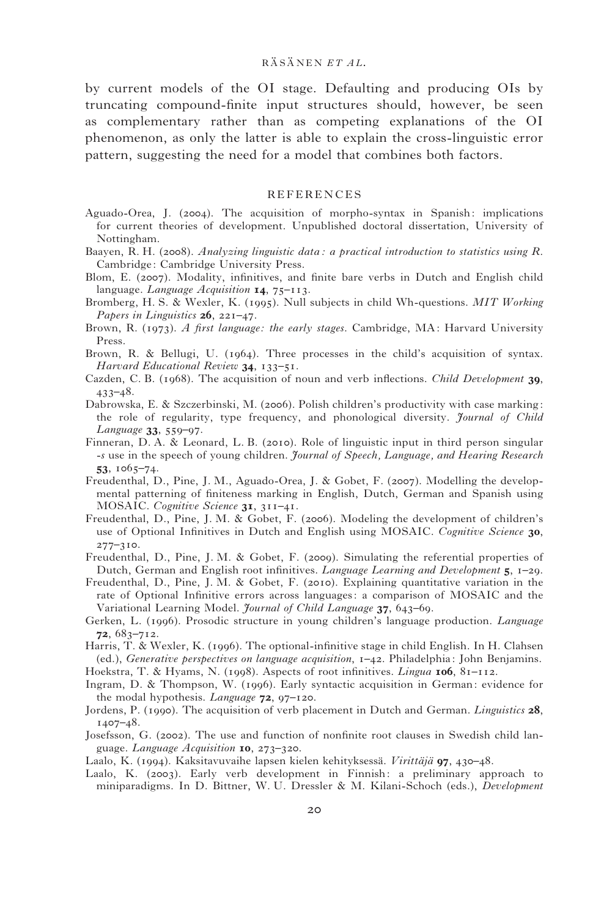by current models of the OI stage. Defaulting and producing OIs by truncating compound-finite input structures should, however, be seen as complementary rather than as competing explanations of the OI phenomenon, as only the latter is able to explain the cross-linguistic error pattern, suggesting the need for a model that combines both factors.

## REFERENCES

Aguado-Orea, J. (2004). The acquisition of morpho-syntax in Spanish: implications for current theories of development. Unpublished doctoral dissertation, University of Nottingham.

Baayen, R. H. (2008). *Analyzing linguistic data: a practical introduction to statistics using R*. Cambridge: Cambridge University Press.

Blom, E. (2007). Modality, infinitives, and finite bare verbs in Dutch and English child language. *Language Acquisition* **14**, 75–113.

Bromberg, H. S. & Wexler, K. (1995). Null subjects in child Wh-questions. *MIT Working Papers in Linguistics* **26**, 221–47.

Brown, R. (1973). *A first language: the early stages*. Cambridge, MA: Harvard University Press.

Brown, R. & Bellugi, U. (1964). Three processes in the child's acquisition of syntax. *Harvard Educational Review* **34**, 133–51.

Cazden, C. B. (1968). The acquisition of noun and verb inflections. *Child Development* **39**, 433–48.

Dabrowska, E. & Szczerbinski, M. (2006). Polish children's productivity with case marking: the role of regularity, type frequency, and phonological diversity. *Journal of Child Language* **33**, 559–97.

Finneran, D. A. & Leonard, L. B. (2010). Role of linguistic input in third person singular *-s* use in the speech of young children. *Journal of Speech, Language, and Hearing Research* **53**, 1065–74.

Freudenthal, D., Pine, J. M., Aguado-Orea, J. & Gobet, F. (2007). Modelling the developmental patterning of finiteness marking in English, Dutch, German and Spanish using MOSAIC. *Cognitive Science* **31**, 311–41.

Freudenthal, D., Pine, J. M. & Gobet, F. (2006). Modeling the development of children's use of Optional Infinitives in Dutch and English using MOSAIC. *Cognitive Science* **30**, 277–310.

Freudenthal, D., Pine, J. M. & Gobet, F. (2009). Simulating the referential properties of Dutch, German and English root infinitives. *Language Learning and Development* **5**, 1–29.

Freudenthal, D., Pine, J. M. & Gobet, F. (2010). Explaining quantitative variation in the rate of Optional Infinitive errors across languages: a comparison of MOSAIC and the Variational Learning Model. *Journal of Child Language* **37**, 643–69.

Gerken, L. (1996). Prosodic structure in young children's language production. *Language* **72**, 683–712.

Harris, T. & Wexler, K. (1996). The optional-infinitive stage in child English. In H. Clahsen (ed.), *Generative perspectives on language acquisition*, 1–42. Philadelphia: John Benjamins.

Hoekstra, T. & Hyams, N. (1998). Aspects of root infinitives. *Lingua* **106**, 81–112.

Ingram, D. & Thompson, W. (1996). Early syntactic acquisition in German: evidence for the modal hypothesis. *Language* **72**, 97–120.

Jordens, P. (1990). The acquisition of verb placement in Dutch and German. *Linguistics* **28**, 1407–48.

Josefsson, G. (2002). The use and function of nonfinite root clauses in Swedish child language. *Language Acquisition* **10**, 273–320.

Laalo, K. (1994). Kaksitavuvaihe lapsen kielen kehityksessä. *Virittäjä* **97**, 430–48.

Laalo, K. (2003). Early verb development in Finnish: a preliminary approach to miniparadigms. In D. Bittner, W. U. Dressler & M. Kilani-Schoch (eds.), *Development*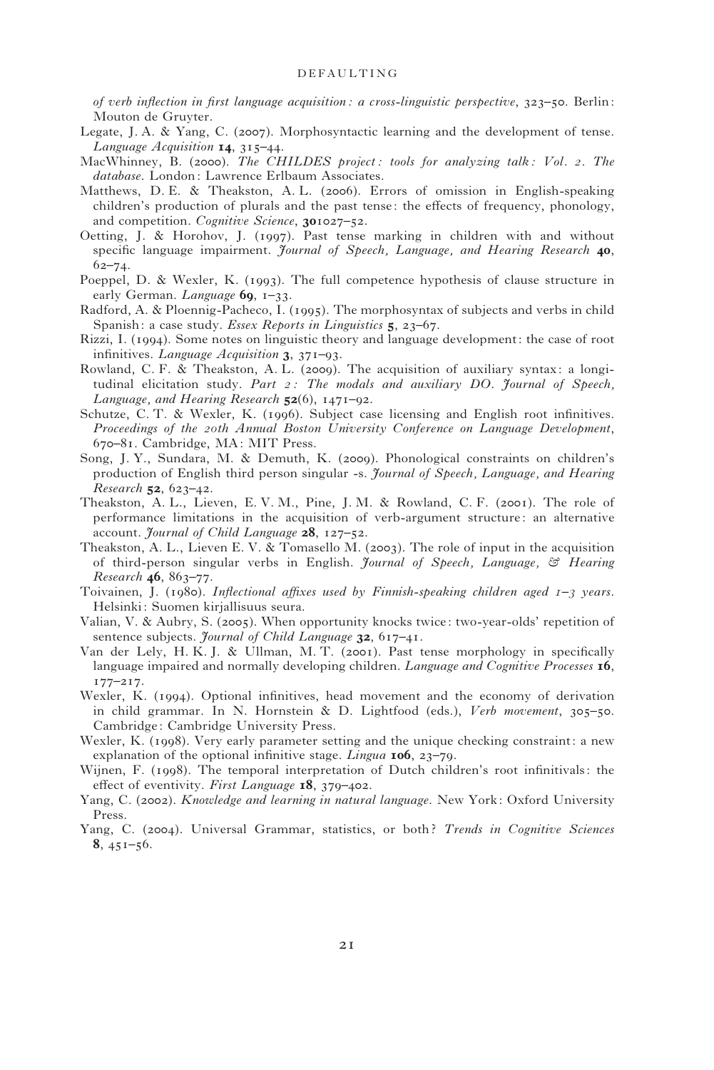*of verb inflection in first language acquisition: a cross-linguistic perspective*, 323–50. Berlin: Mouton de Gruyter.

Legate, J. A. & Yang, C. (2007). Morphosyntactic learning and the development of tense. *Language Acquisition* **14**, 315–44.

MacWhinney, B. (2000). *The CHILDES project: tools for analyzing talk: Vol. 2. The database*. London: Lawrence Erlbaum Associates.

Matthews, D. E. & Theakston, A. L. (2006). Errors of omission in English-speaking children's production of plurals and the past tense: the effects of frequency, phonology, and competition. *Cognitive Science*, **30**1027–52.

Oetting, J. & Horohov, J. (1997). Past tense marking in children with and without specific language impairment. *Journal of Speech, Language, and Hearing Research* **40**, 62–74.

Poeppel, D. & Wexler, K. (1993). The full competence hypothesis of clause structure in early German. *Language* **69**, 1–33.

Radford, A. & Ploennig-Pacheco, I. (1995). The morphosyntax of subjects and verbs in child Spanish: a case study. *Essex Reports in Linguistics* **5**, 23–67.

Rizzi, I. (1994). Some notes on linguistic theory and language development: the case of root infinitives. *Language Acquisition* **3**, 371–93.

Rowland, C. F. & Theakston, A. L. (2009). The acquisition of auxiliary syntax: a longitudinal elicitation study. *Part 2: The modals and auxiliary DO. Journal of Speech, Language, and Hearing Research* **52**(6), 1471–92.

Schutze, C. T. & Wexler, K. (1996). Subject case licensing and English root infinitives. *Proceedings of the 20th Annual Boston University Conference on Language Development*, 670–81. Cambridge, MA: MIT Press.

Song, J. Y., Sundara, M. & Demuth, K. (2009). Phonological constraints on children's production of English third person singular -s. *Journal of Speech, Language, and Hearing Research* **52**, 623–42.

Theakston, A. L., Lieven, E. V. M., Pine, J. M. & Rowland, C. F. (2001). The role of performance limitations in the acquisition of verb-argument structure: an alternative account. *Journal of Child Language* **28**, 127–52.

Theakston, A. L., Lieven E. V. & Tomasello M. (2003). The role of input in the acquisition of third-person singular verbs in English. *Journal of Speech, Language, & Hearing Research* **46**, 863–77.

Toivainen, J. (1980). *Inflectional affixes used by Finnish-speaking children aged 1–3 years*. Helsinki: Suomen kirjallisuus seura.

Valian, V. & Aubry, S. (2005). When opportunity knocks twice: two-year-olds' repetition of sentence subjects. *Journal of Child Language* **32**, 617–41.

Van der Lely, H. K. J. & Ullman, M. T. (2001). Past tense morphology in specifically language impaired and normally developing children. *Language and Cognitive Processes* **16**, 177–217.

Wexler, K. (1994). Optional infinitives, head movement and the economy of derivation in child grammar. In N. Hornstein & D. Lightfood (eds.), *Verb movement*, 305–50. Cambridge: Cambridge University Press.

Wexler, K. (1998). Very early parameter setting and the unique checking constraint: a new explanation of the optional infinitive stage. *Lingua* **106**, 23–79.

Wijnen, F. (1998). The temporal interpretation of Dutch children's root infinitivals: the effect of eventivity. *First Language* **18**, 379–402.

Yang, C. (2002). *Knowledge and learning in natural language*. New York: Oxford University Press.

Yang, C. (2004). Universal Grammar, statistics, or both? *Trends in Cognitive Sciences* **8**, 451–56.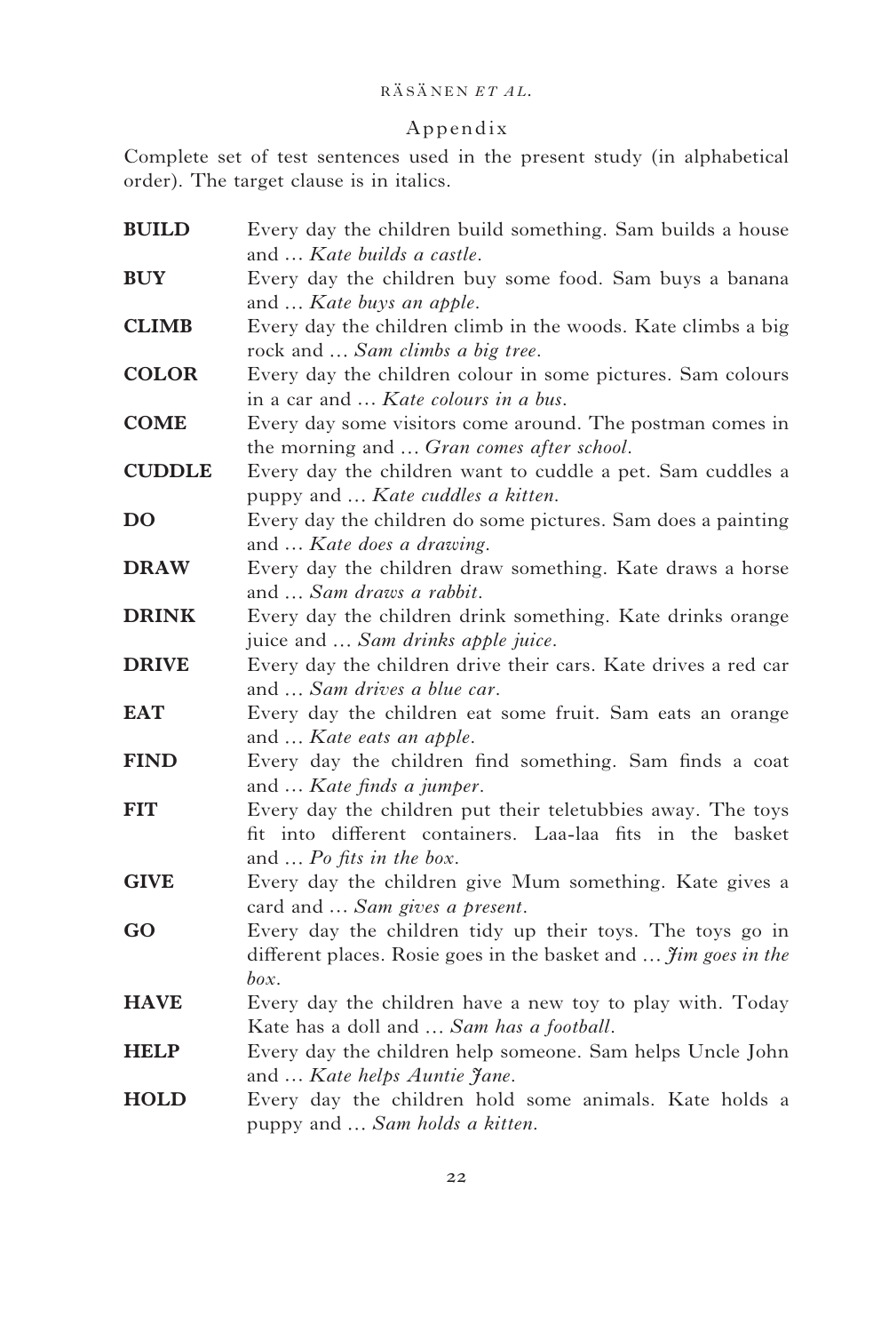## Appendix

Complete set of test sentences used in the present study (in alphabetical order). The target clause is in italics.

| | |
|---|---|
| **BUILD** | Every day the children build something. Sam builds a house and … *Kate builds a castle*. |
| **BUY** | Every day the children buy some food. Sam buys a banana and … *Kate buys an apple*. |
| **CLIMB** | Every day the children climb in the woods. Kate climbs a big rock and … *Sam climbs a big tree*. |
| **COLOR** | Every day the children colour in some pictures. Sam colours in a car and … *Kate colours in a bus*. |
| **COME** | Every day some visitors come around. The postman comes in the morning and … *Gran comes after school*. |
| **CUDDLE** | Every day the children want to cuddle a pet. Sam cuddles a puppy and … *Kate cuddles a kitten*. |
| **DO** | Every day the children do some pictures. Sam does a painting and … *Kate does a drawing*. |
| **DRAW** | Every day the children draw something. Kate draws a horse and … *Sam draws a rabbit*. |
| **DRINK** | Every day the children drink something. Kate drinks orange juice and … *Sam drinks apple juice*. |
| **DRIVE** | Every day the children drive their cars. Kate drives a red car and … *Sam drives a blue car*. |
| **EAT** | Every day the children eat some fruit. Sam eats an orange and … *Kate eats an apple*. |
| **FIND** | Every day the children find something. Sam finds a coat and … *Kate finds a jumper*. |
| **FIT** | Every day the children put their teletubbies away. The toys fit into different containers. Laa-laa fits in the basket and … *Po fits in the box*. |
| **GIVE** | Every day the children give Mum something. Kate gives a card and … *Sam gives a present*. |
| **GO** | Every day the children tidy up their toys. The toys go in different places. Rosie goes in the basket and … *Jim goes in the box*. |
| **HAVE** | Every day the children have a new toy to play with. Today Kate has a doll and … *Sam has a football*. |
| **HELP** | Every day the children help someone. Sam helps Uncle John and … *Kate helps Auntie Jane*. |
| **HOLD** | Every day the children hold some animals. Kate holds a puppy and … *Sam holds a kitten*. |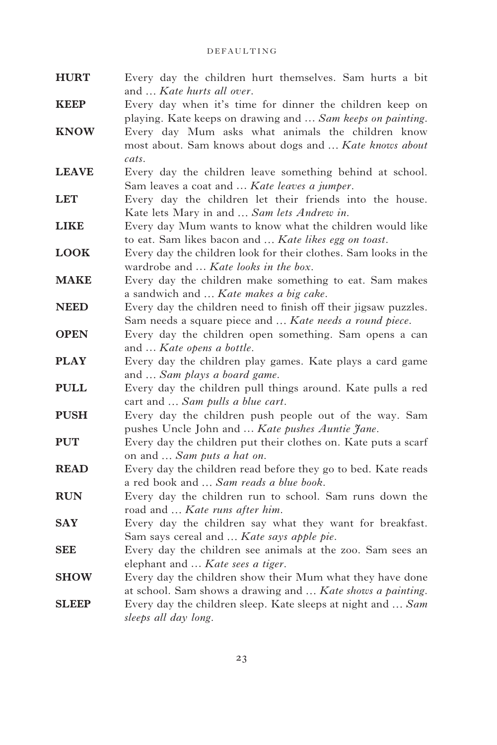**HURT** Every day the children hurt themselves. Sam hurts a bit and … *Kate hurts all over*.

**KEEP** Every day when it's time for dinner the children keep on playing. Kate keeps on drawing and … *Sam keeps on painting*.

**KNOW** Every day Mum asks what animals the children know most about. Sam knows about dogs and … *Kate knows about cats*.

**LEAVE** Every day the children leave something behind at school. Sam leaves a coat and … *Kate leaves a jumper*.

**LET** Every day the children let their friends into the house. Kate lets Mary in and … *Sam lets Andrew in*.

**LIKE** Every day Mum wants to know what the children would like to eat. Sam likes bacon and … *Kate likes egg on toast*.

**LOOK** Every day the children look for their clothes. Sam looks in the wardrobe and … *Kate looks in the box*.

**MAKE** Every day the children make something to eat. Sam makes a sandwich and … *Kate makes a big cake*.

**NEED** Every day the children need to finish off their jigsaw puzzles. Sam needs a square piece and … *Kate needs a round piece*.

**OPEN** Every day the children open something. Sam opens a can and … *Kate opens a bottle*.

**PLAY** Every day the children play games. Kate plays a card game and … *Sam plays a board game*.

**PULL** Every day the children pull things around. Kate pulls a red cart and … *Sam pulls a blue cart*.

**PUSH** Every day the children push people out of the way. Sam pushes Uncle John and … *Kate pushes Auntie Jane*.

**PUT** Every day the children put their clothes on. Kate puts a scarf on and … *Sam puts a hat on*.

**READ** Every day the children read before they go to bed. Kate reads a red book and … *Sam reads a blue book*.

**RUN** Every day the children run to school. Sam runs down the road and … *Kate runs after him*.

**SAY** Every day the children say what they want for breakfast. Sam says cereal and … *Kate says apple pie*.

**SEE** Every day the children see animals at the zoo. Sam sees an elephant and … *Kate sees a tiger*.

**SHOW** Every day the children show their Mum what they have done at school. Sam shows a drawing and … *Kate shows a painting*.

**SLEEP** Every day the children sleep. Kate sleeps at night and … *Sam sleeps all day long*.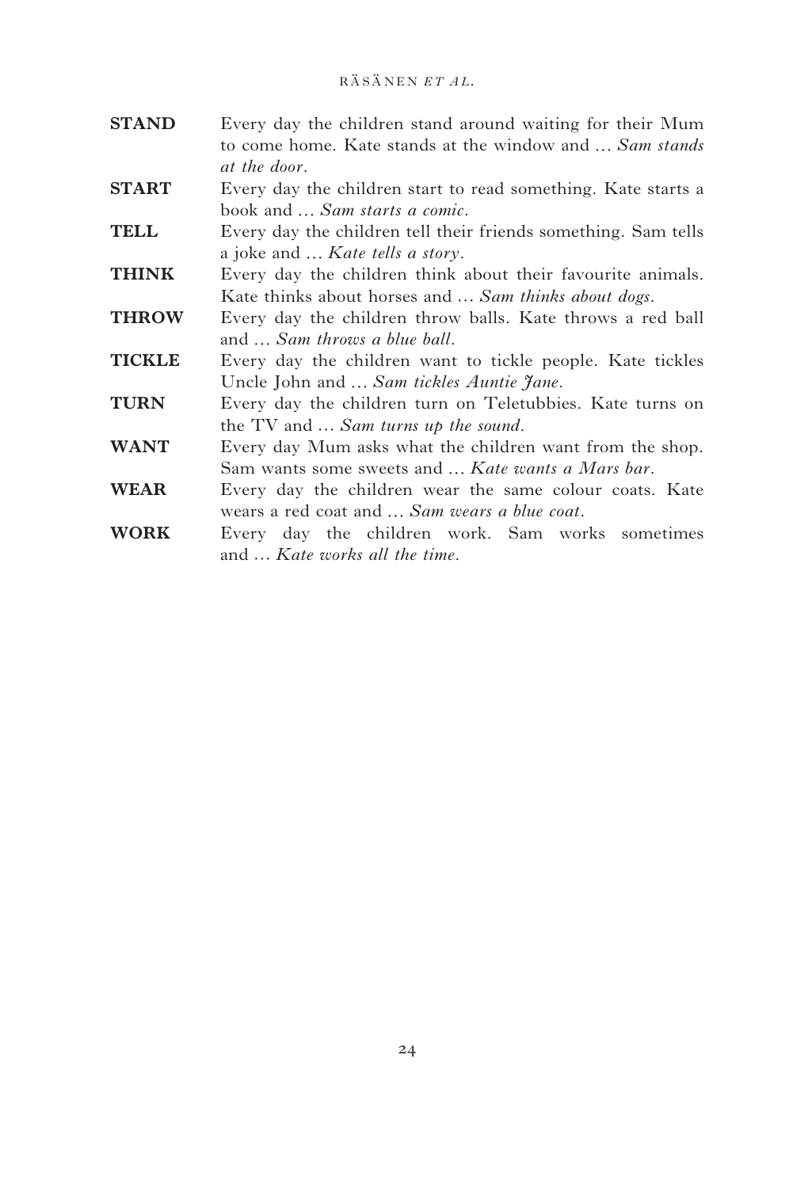| | |
|---|---|
| **STAND** | Every day the children stand around waiting for their Mum to come home. Kate stands at the window and … *Sam stands at the door*. |
| **START** | Every day the children start to read something. Kate starts a book and … *Sam starts a comic*. |
| **TELL** | Every day the children tell their friends something. Sam tells a joke and … *Kate tells a story*. |
| **THINK** | Every day the children think about their favourite animals. Kate thinks about horses and … *Sam thinks about dogs*. |
| **THROW** | Every day the children throw balls. Kate throws a red ball and … *Sam throws a blue ball*. |
| **TICKLE** | Every day the children want to tickle people. Kate tickles Uncle John and … *Sam tickles Auntie Jane*. |
| **TURN** | Every day the children turn on Teletubbies. Kate turns on the TV and … *Sam turns up the sound*. |
| **WANT** | Every day Mum asks what the children want from the shop. Sam wants some sweets and … *Kate wants a Mars bar*. |
| **WEAR** | Every day the children wear the same colour coats. Kate wears a red coat and … *Sam wears a blue coat*. |
| **WORK** | Every day the children work. Sam works sometimes and … *Kate works all the time*. |